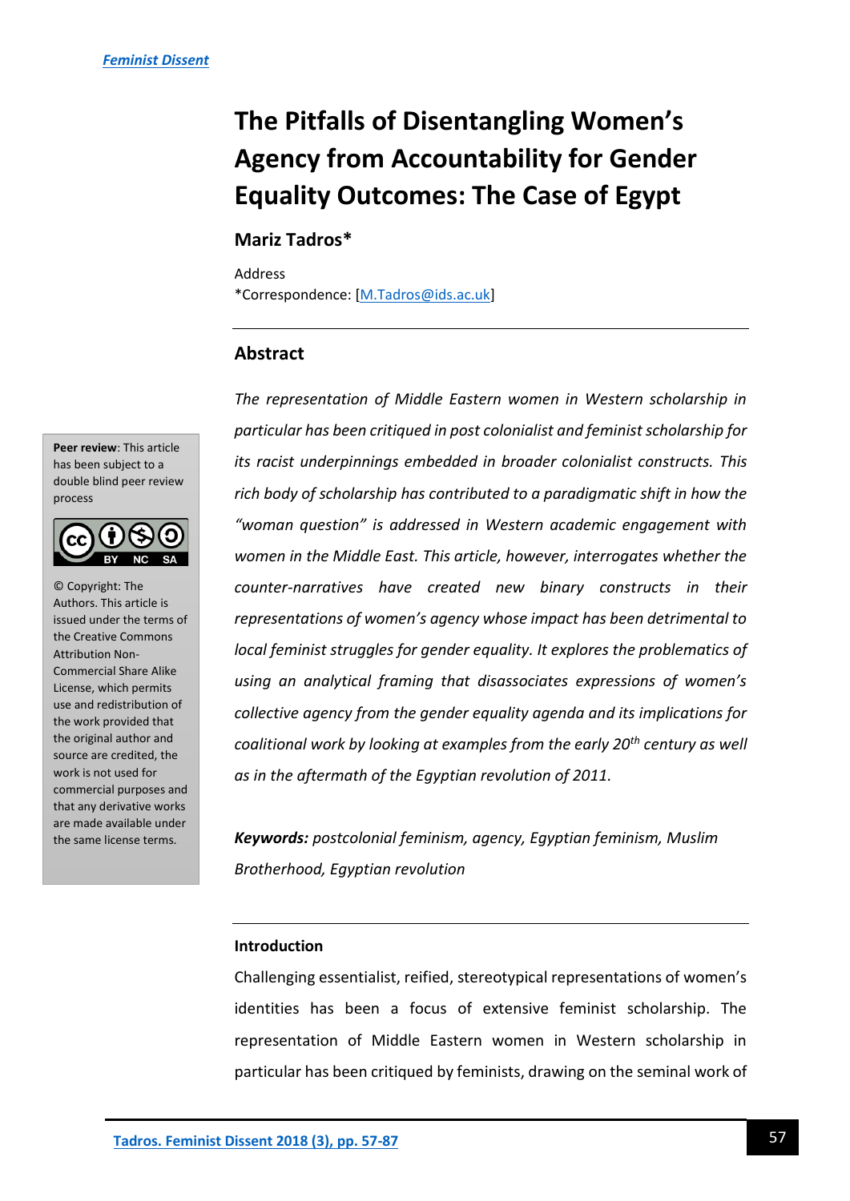# The Pitfalls of Disentangling Women's Agency from Accountability for Gender Equality Outcomes: The Case of Egypt

## Mariz Tadros*

Address
*Correspondence: [M.Tadros@ids.ac.uk]

**Peer review**: This article has been subject to a double blind peer review process

© Copyright: The Authors. This article is issued under the terms of the Creative Commons Attribution Non-Commercial Share Alike License, which permits use and redistribution of the work provided that the original author and source are credited, the work is not used for commercial purposes and that any derivative works are made available under the same license terms.

## Abstract

*The representation of Middle Eastern women in Western scholarship in particular has been critiqued in post colonialist and feminist scholarship for its racist underpinnings embedded in broader colonialist constructs. This rich body of scholarship has contributed to a paradigmatic shift in how the "woman question" is addressed in Western academic engagement with women in the Middle East. This article, however, interrogates whether the counter-narratives have created new binary constructs in their representations of women's agency whose impact has been detrimental to local feminist struggles for gender equality. It explores the problematics of using an analytical framing that disassociates expressions of women's collective agency from the gender equality agenda and its implications for coalitional work by looking at examples from the early 20th century as well as in the aftermath of the Egyptian revolution of 2011.*

***Keywords:*** *postcolonial feminism, agency, Egyptian feminism, Muslim Brotherhood, Egyptian revolution*

### Introduction

Challenging essentialist, reified, stereotypical representations of women's identities has been a focus of extensive feminist scholarship. The representation of Middle Eastern women in Western scholarship in particular has been critiqued by feminists, drawing on the seminal work of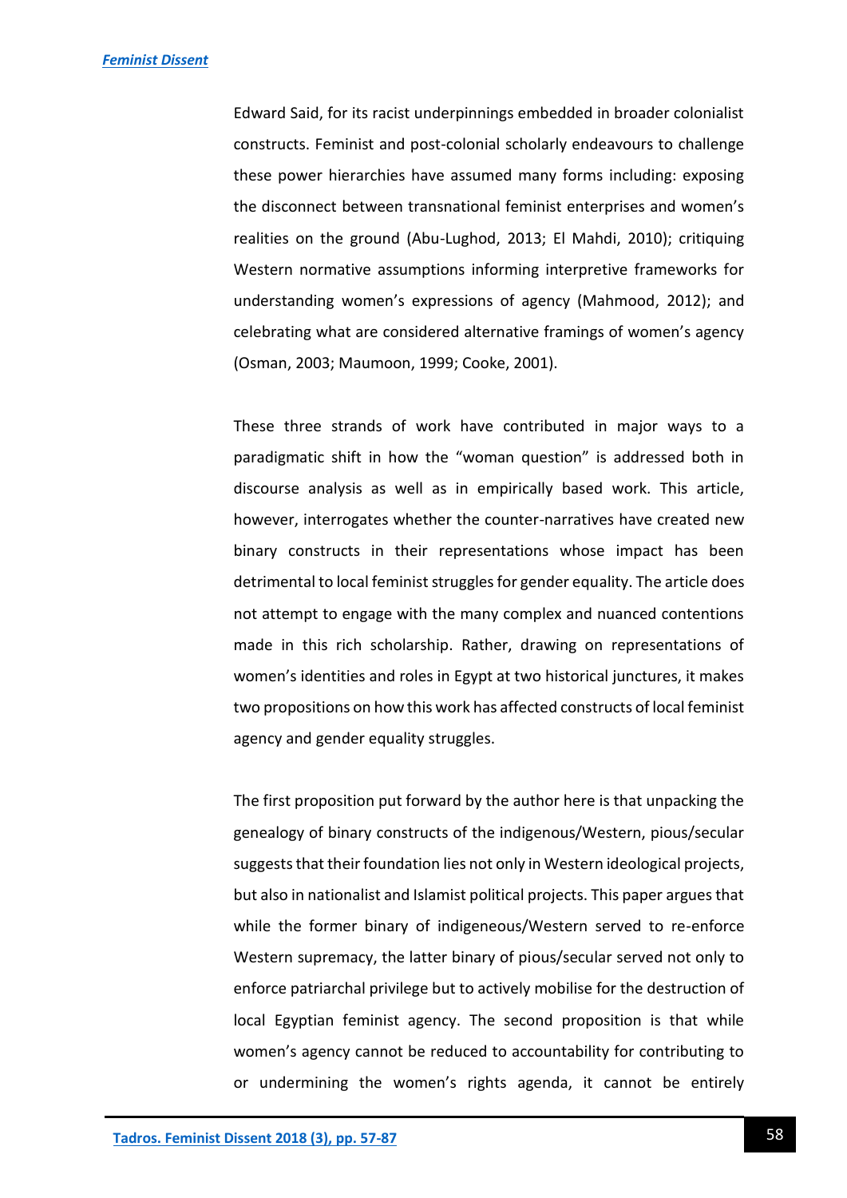Edward Said, for its racist underpinnings embedded in broader colonialist constructs. Feminist and post-colonial scholarly endeavours to challenge these power hierarchies have assumed many forms including: exposing the disconnect between transnational feminist enterprises and women's realities on the ground (Abu-Lughod, 2013; El Mahdi, 2010); critiquing Western normative assumptions informing interpretive frameworks for understanding women's expressions of agency (Mahmood, 2012); and celebrating what are considered alternative framings of women's agency (Osman, 2003; Maumoon, 1999; Cooke, 2001).

These three strands of work have contributed in major ways to a paradigmatic shift in how the "woman question" is addressed both in discourse analysis as well as in empirically based work. This article, however, interrogates whether the counter-narratives have created new binary constructs in their representations whose impact has been detrimental to local feminist struggles for gender equality. The article does not attempt to engage with the many complex and nuanced contentions made in this rich scholarship. Rather, drawing on representations of women's identities and roles in Egypt at two historical junctures, it makes two propositions on how this work has affected constructs of local feminist agency and gender equality struggles.

The first proposition put forward by the author here is that unpacking the genealogy of binary constructs of the indigenous/Western, pious/secular suggests that their foundation lies not only in Western ideological projects, but also in nationalist and Islamist political projects. This paper argues that while the former binary of indigeneous/Western served to re-enforce Western supremacy, the latter binary of pious/secular served not only to enforce patriarchal privilege but to actively mobilise for the destruction of local Egyptian feminist agency. The second proposition is that while women's agency cannot be reduced to accountability for contributing to or undermining the women's rights agenda, it cannot be entirely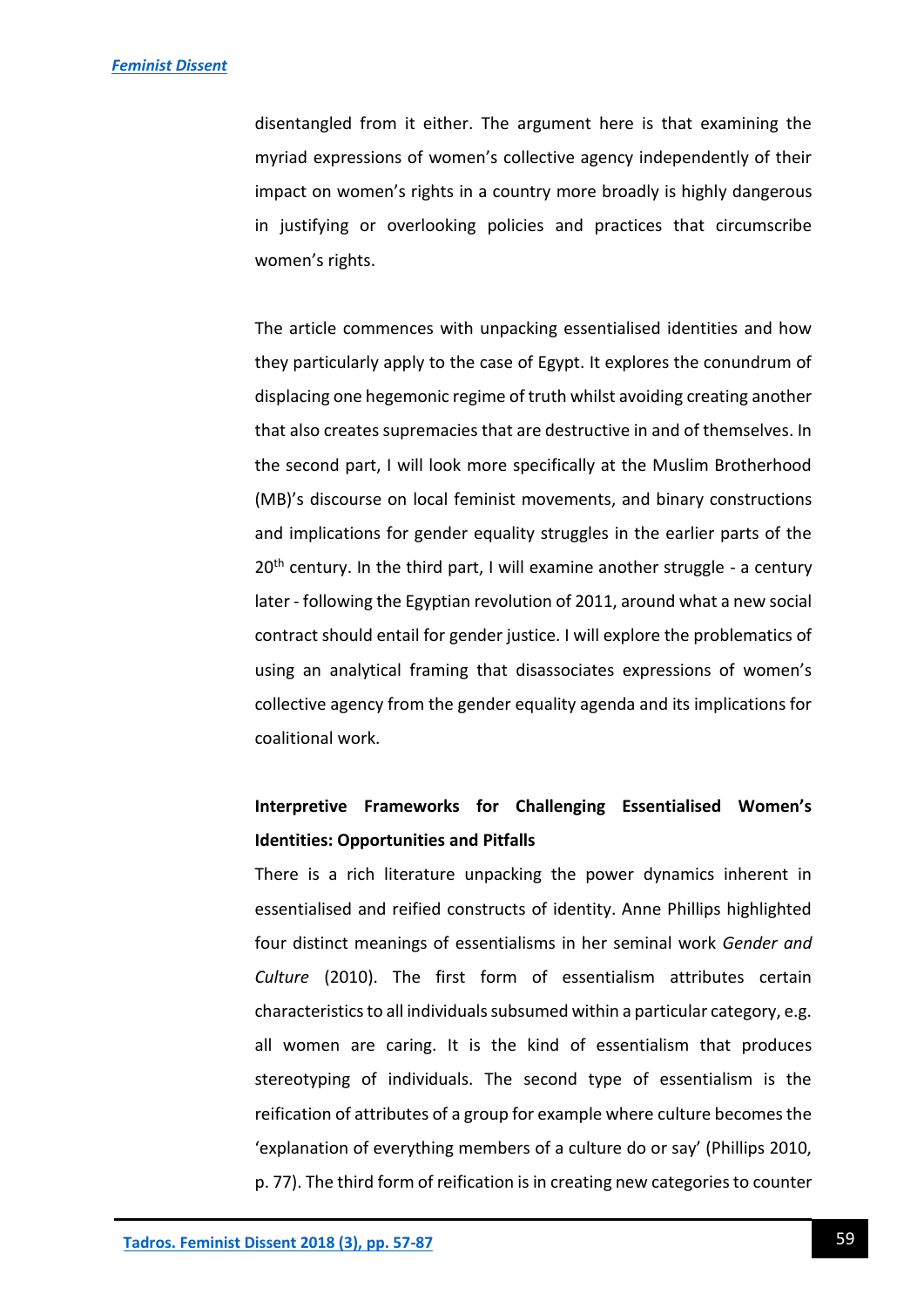disentangled from it either. The argument here is that examining the myriad expressions of women's collective agency independently of their impact on women's rights in a country more broadly is highly dangerous in justifying or overlooking policies and practices that circumscribe women's rights.

The article commences with unpacking essentialised identities and how they particularly apply to the case of Egypt. It explores the conundrum of displacing one hegemonic regime of truth whilst avoiding creating another that also creates supremacies that are destructive in and of themselves. In the second part, I will look more specifically at the Muslim Brotherhood (MB)'s discourse on local feminist movements, and binary constructions and implications for gender equality struggles in the earlier parts of the 20th century. In the third part, I will examine another struggle - a century later - following the Egyptian revolution of 2011, around what a new social contract should entail for gender justice. I will explore the problematics of using an analytical framing that disassociates expressions of women's collective agency from the gender equality agenda and its implications for coalitional work.

## Interpretive Frameworks for Challenging Essentialised Women's Identities: Opportunities and Pitfalls

There is a rich literature unpacking the power dynamics inherent in essentialised and reified constructs of identity. Anne Phillips highlighted four distinct meanings of essentialisms in her seminal work *Gender and Culture* (2010). The first form of essentialism attributes certain characteristics to all individuals subsumed within a particular category, e.g. all women are caring. It is the kind of essentialism that produces stereotyping of individuals. The second type of essentialism is the reification of attributes of a group for example where culture becomes the 'explanation of everything members of a culture do or say' (Phillips 2010, p. 77). The third form of reification is in creating new categories to counter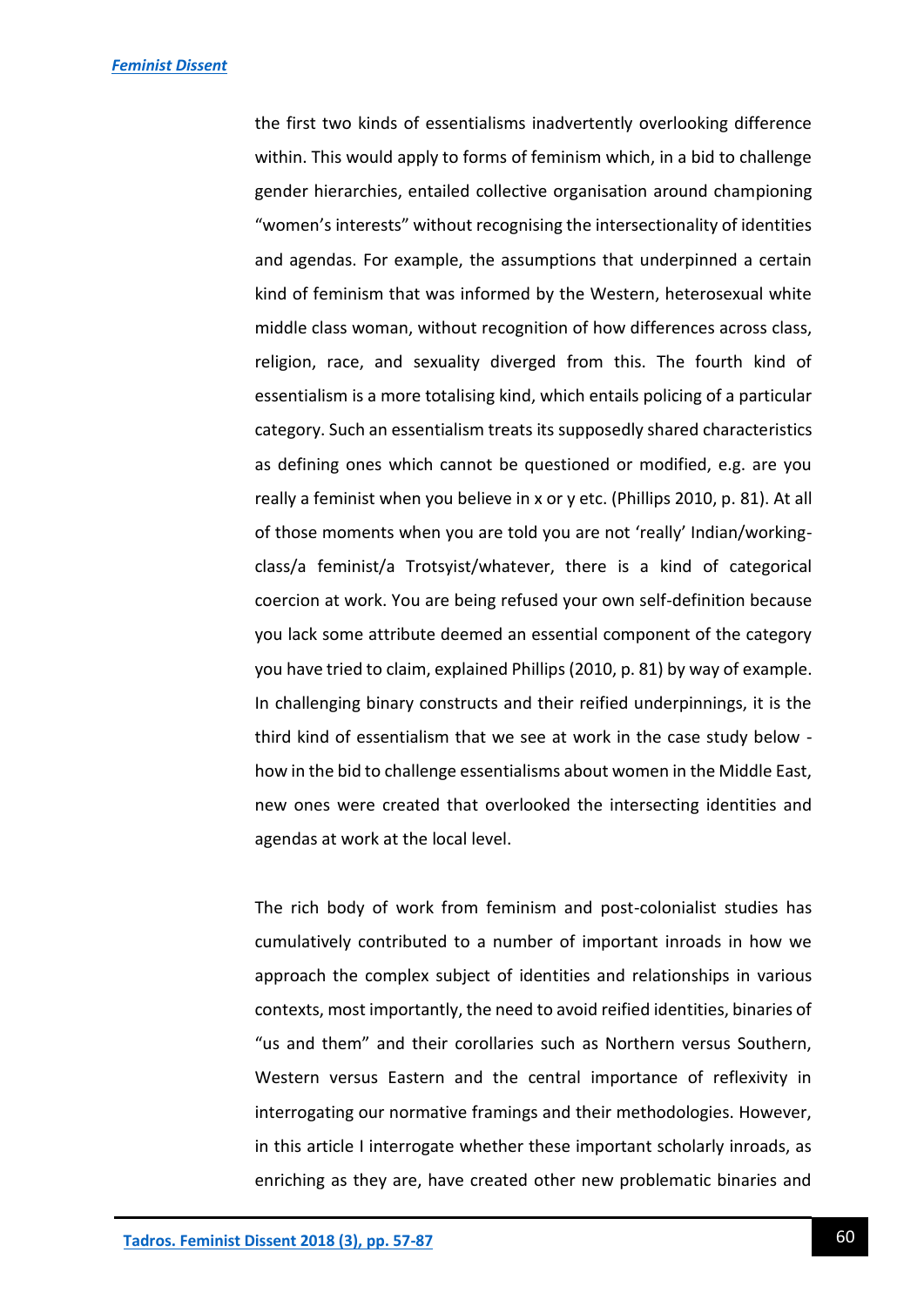the first two kinds of essentialisms inadvertently overlooking difference within. This would apply to forms of feminism which, in a bid to challenge gender hierarchies, entailed collective organisation around championing "women's interests" without recognising the intersectionality of identities and agendas. For example, the assumptions that underpinned a certain kind of feminism that was informed by the Western, heterosexual white middle class woman, without recognition of how differences across class, religion, race, and sexuality diverged from this. The fourth kind of essentialism is a more totalising kind, which entails policing of a particular category. Such an essentialism treats its supposedly shared characteristics as defining ones which cannot be questioned or modified, e.g. are you really a feminist when you believe in x or y etc. (Phillips 2010, p. 81). At all of those moments when you are told you are not 'really' Indian/working-class/a feminist/a Trotsyist/whatever, there is a kind of categorical coercion at work. You are being refused your own self-definition because you lack some attribute deemed an essential component of the category you have tried to claim, explained Phillips (2010, p. 81) by way of example. In challenging binary constructs and their reified underpinnings, it is the third kind of essentialism that we see at work in the case study below - how in the bid to challenge essentialisms about women in the Middle East, new ones were created that overlooked the intersecting identities and agendas at work at the local level.

The rich body of work from feminism and post-colonialist studies has cumulatively contributed to a number of important inroads in how we approach the complex subject of identities and relationships in various contexts, most importantly, the need to avoid reified identities, binaries of "us and them" and their corollaries such as Northern versus Southern, Western versus Eastern and the central importance of reflexivity in interrogating our normative framings and their methodologies. However, in this article I interrogate whether these important scholarly inroads, as enriching as they are, have created other new problematic binaries and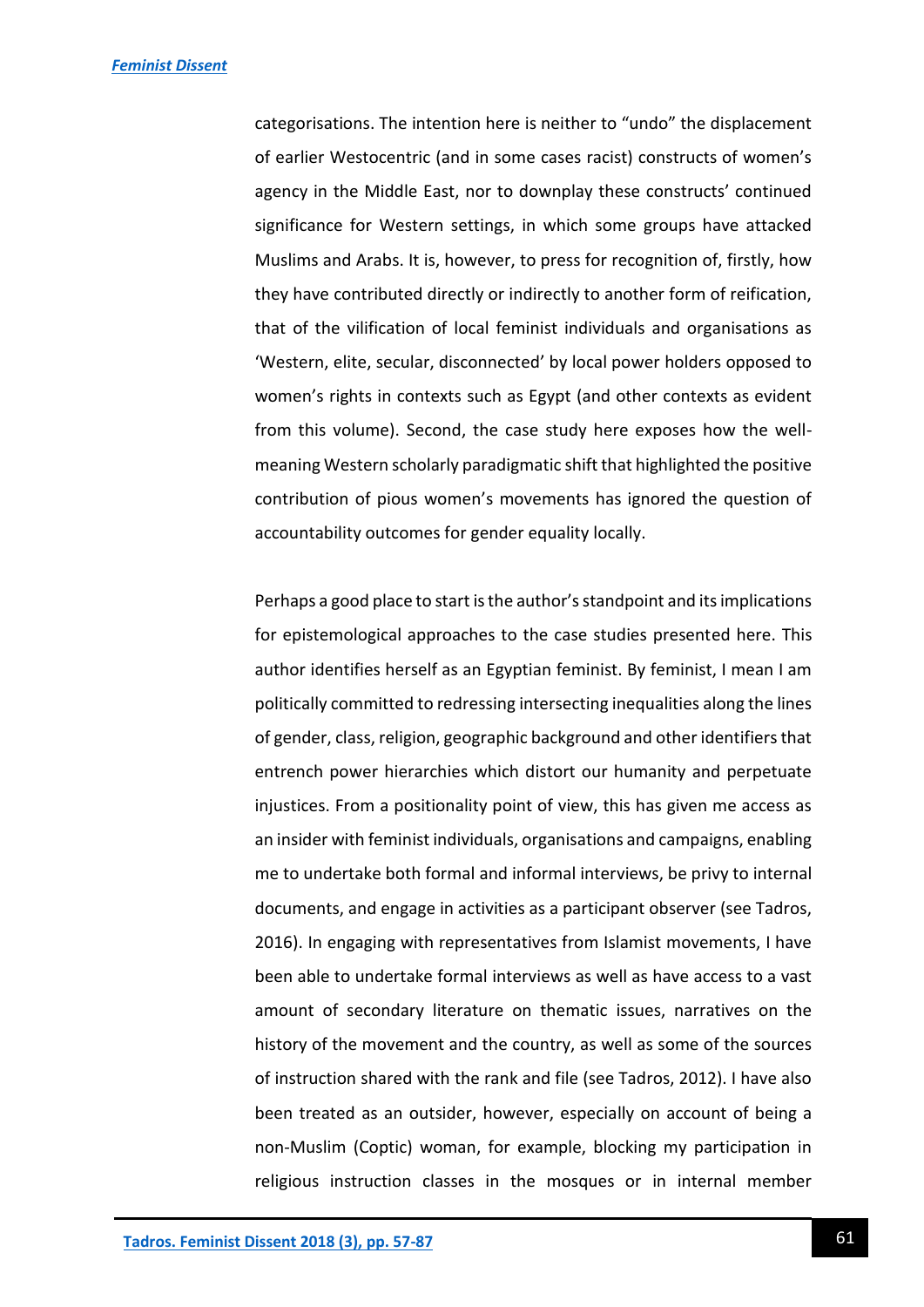categorisations. The intention here is neither to "undo" the displacement of earlier Westocentric (and in some cases racist) constructs of women's agency in the Middle East, nor to downplay these constructs' continued significance for Western settings, in which some groups have attacked Muslims and Arabs. It is, however, to press for recognition of, firstly, how they have contributed directly or indirectly to another form of reification, that of the vilification of local feminist individuals and organisations as 'Western, elite, secular, disconnected' by local power holders opposed to women's rights in contexts such as Egypt (and other contexts as evident from this volume). Second, the case study here exposes how the well-meaning Western scholarly paradigmatic shift that highlighted the positive contribution of pious women's movements has ignored the question of accountability outcomes for gender equality locally.

Perhaps a good place to start is the author's standpoint and its implications for epistemological approaches to the case studies presented here. This author identifies herself as an Egyptian feminist. By feminist, I mean I am politically committed to redressing intersecting inequalities along the lines of gender, class, religion, geographic background and other identifiers that entrench power hierarchies which distort our humanity and perpetuate injustices. From a positionality point of view, this has given me access as an insider with feminist individuals, organisations and campaigns, enabling me to undertake both formal and informal interviews, be privy to internal documents, and engage in activities as a participant observer (see Tadros, 2016). In engaging with representatives from Islamist movements, I have been able to undertake formal interviews as well as have access to a vast amount of secondary literature on thematic issues, narratives on the history of the movement and the country, as well as some of the sources of instruction shared with the rank and file (see Tadros, 2012). I have also been treated as an outsider, however, especially on account of being a non-Muslim (Coptic) woman, for example, blocking my participation in religious instruction classes in the mosques or in internal member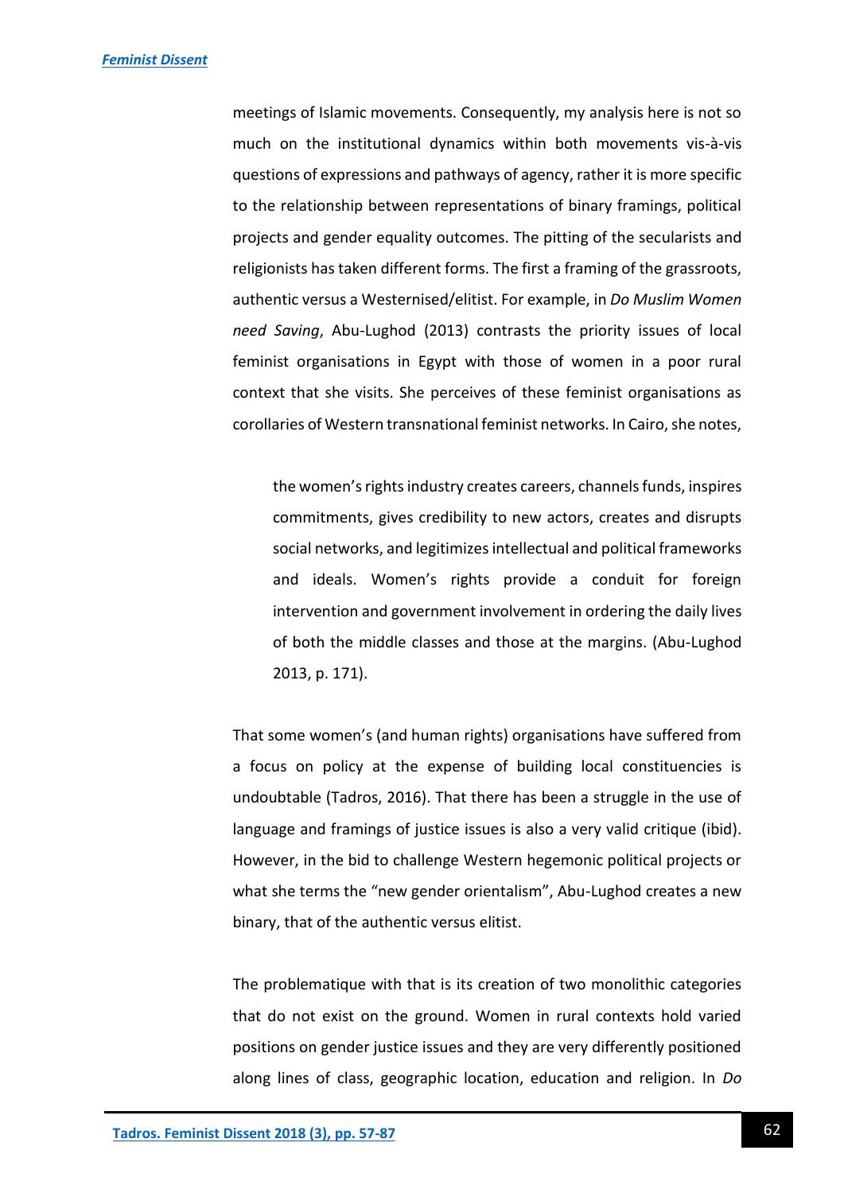meetings of Islamic movements. Consequently, my analysis here is not so much on the institutional dynamics within both movements vis-à-vis questions of expressions and pathways of agency, rather it is more specific to the relationship between representations of binary framings, political projects and gender equality outcomes. The pitting of the secularists and religionists has taken different forms. The first a framing of the grassroots, authentic versus a Westernised/elitist. For example, in *Do Muslim Women need Saving*, Abu-Lughod (2013) contrasts the priority issues of local feminist organisations in Egypt with those of women in a poor rural context that she visits. She perceives of these feminist organisations as corollaries of Western transnational feminist networks. In Cairo, she notes,

> the women's rights industry creates careers, channels funds, inspires commitments, gives credibility to new actors, creates and disrupts social networks, and legitimizes intellectual and political frameworks and ideals. Women's rights provide a conduit for foreign intervention and government involvement in ordering the daily lives of both the middle classes and those at the margins. (Abu-Lughod 2013, p. 171).

That some women's (and human rights) organisations have suffered from a focus on policy at the expense of building local constituencies is undoubtable (Tadros, 2016). That there has been a struggle in the use of language and framings of justice issues is also a very valid critique (ibid). However, in the bid to challenge Western hegemonic political projects or what she terms the "new gender orientalism", Abu-Lughod creates a new binary, that of the authentic versus elitist.

The problematique with that is its creation of two monolithic categories that do not exist on the ground. Women in rural contexts hold varied positions on gender justice issues and they are very differently positioned along lines of class, geographic location, education and religion. In *Do*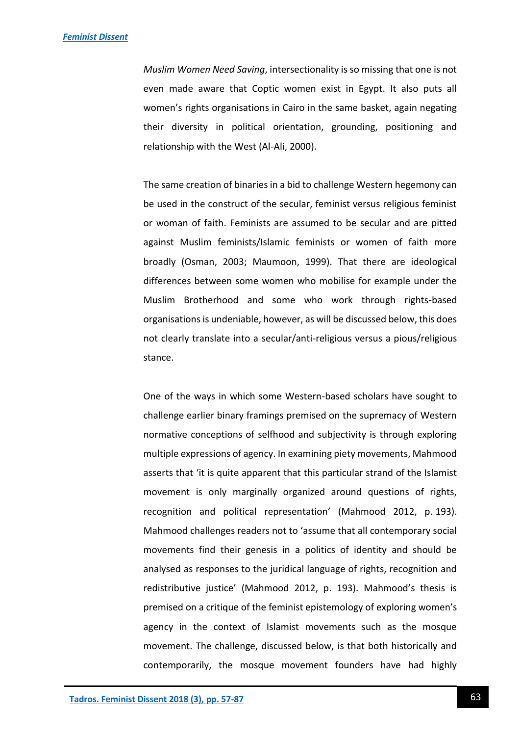*Muslim Women Need Saving*, intersectionality is so missing that one is not even made aware that Coptic women exist in Egypt. It also puts all women's rights organisations in Cairo in the same basket, again negating their diversity in political orientation, grounding, positioning and relationship with the West (Al-Ali, 2000).

The same creation of binaries in a bid to challenge Western hegemony can be used in the construct of the secular, feminist versus religious feminist or woman of faith. Feminists are assumed to be secular and are pitted against Muslim feminists/Islamic feminists or women of faith more broadly (Osman, 2003; Maumoon, 1999). That there are ideological differences between some women who mobilise for example under the Muslim Brotherhood and some who work through rights-based organisations is undeniable, however, as will be discussed below, this does not clearly translate into a secular/anti-religious versus a pious/religious stance.

One of the ways in which some Western-based scholars have sought to challenge earlier binary framings premised on the supremacy of Western normative conceptions of selfhood and subjectivity is through exploring multiple expressions of agency. In examining piety movements, Mahmood asserts that 'it is quite apparent that this particular strand of the Islamist movement is only marginally organized around questions of rights, recognition and political representation' (Mahmood 2012, p. 193). Mahmood challenges readers not to 'assume that all contemporary social movements find their genesis in a politics of identity and should be analysed as responses to the juridical language of rights, recognition and redistributive justice' (Mahmood 2012, p. 193). Mahmood's thesis is premised on a critique of the feminist epistemology of exploring women's agency in the context of Islamist movements such as the mosque movement. The challenge, discussed below, is that both historically and contemporarily, the mosque movement founders have had highly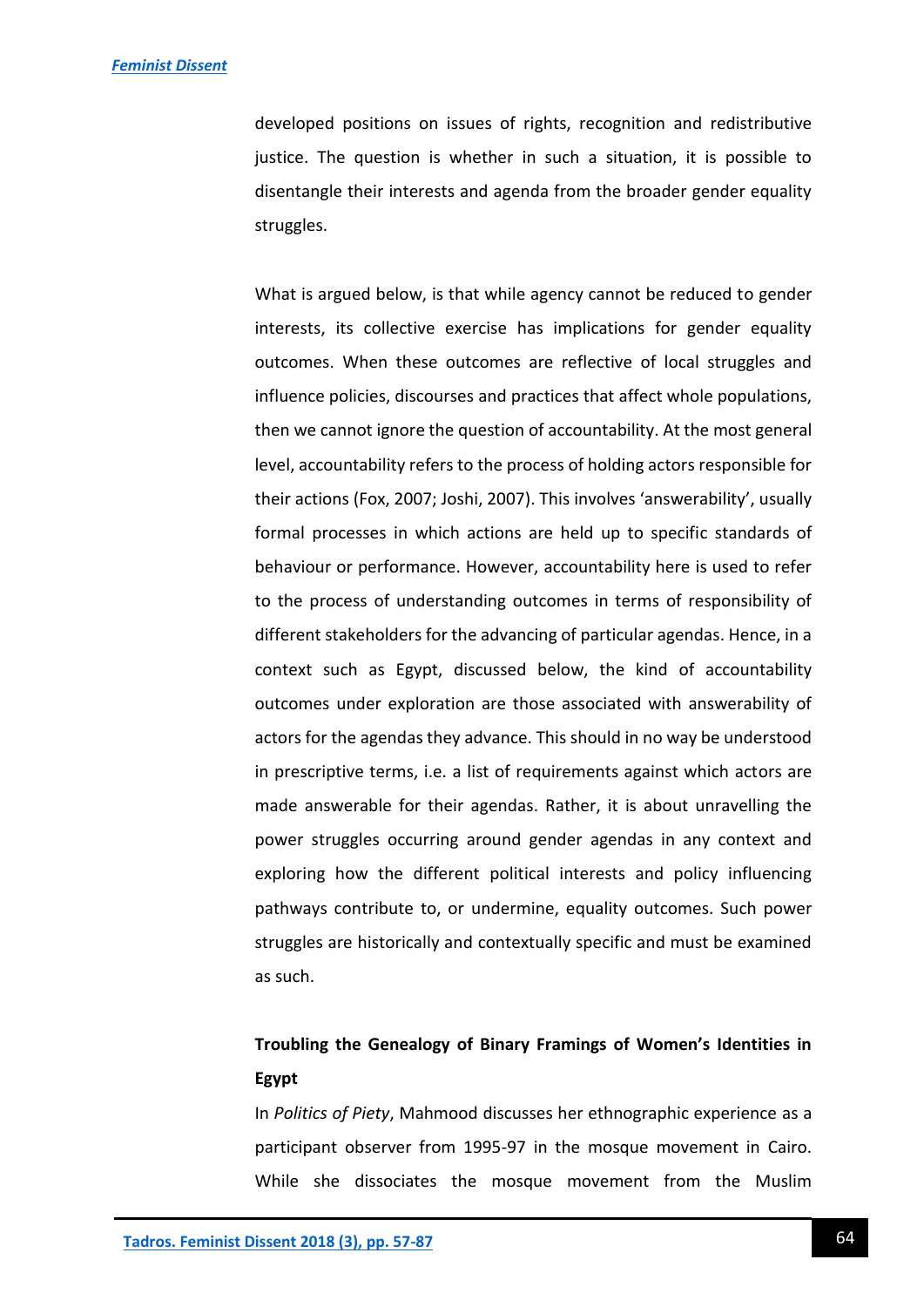developed positions on issues of rights, recognition and redistributive justice. The question is whether in such a situation, it is possible to disentangle their interests and agenda from the broader gender equality struggles.

What is argued below, is that while agency cannot be reduced to gender interests, its collective exercise has implications for gender equality outcomes. When these outcomes are reflective of local struggles and influence policies, discourses and practices that affect whole populations, then we cannot ignore the question of accountability. At the most general level, accountability refers to the process of holding actors responsible for their actions (Fox, 2007; Joshi, 2007). This involves 'answerability', usually formal processes in which actions are held up to specific standards of behaviour or performance. However, accountability here is used to refer to the process of understanding outcomes in terms of responsibility of different stakeholders for the advancing of particular agendas. Hence, in a context such as Egypt, discussed below, the kind of accountability outcomes under exploration are those associated with answerability of actors for the agendas they advance. This should in no way be understood in prescriptive terms, i.e. a list of requirements against which actors are made answerable for their agendas. Rather, it is about unravelling the power struggles occurring around gender agendas in any context and exploring how the different political interests and policy influencing pathways contribute to, or undermine, equality outcomes. Such power struggles are historically and contextually specific and must be examined as such.

## Troubling the Genealogy of Binary Framings of Women's Identities in Egypt

In *Politics of Piety*, Mahmood discusses her ethnographic experience as a participant observer from 1995-97 in the mosque movement in Cairo. While she dissociates the mosque movement from the Muslim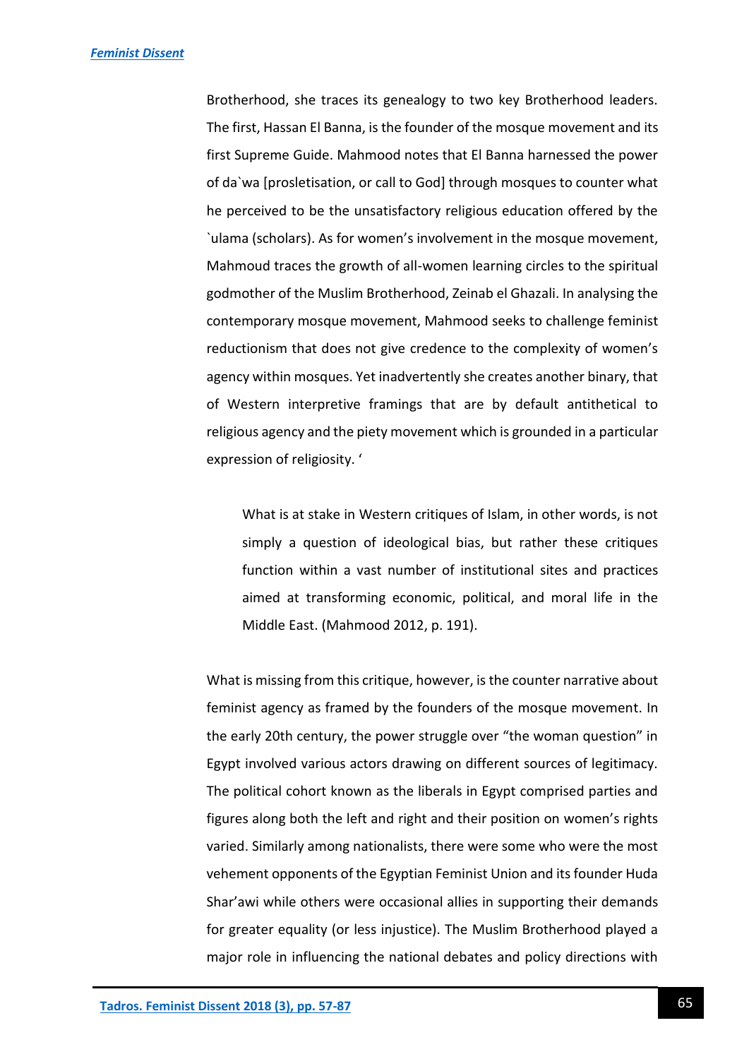Brotherhood, she traces its genealogy to two key Brotherhood leaders. The first, Hassan El Banna, is the founder of the mosque movement and its first Supreme Guide. Mahmood notes that El Banna harnessed the power of da`wa [prosletisation, or call to God] through mosques to counter what he perceived to be the unsatisfactory religious education offered by the `ulama (scholars). As for women's involvement in the mosque movement, Mahmoud traces the growth of all-women learning circles to the spiritual godmother of the Muslim Brotherhood, Zeinab el Ghazali. In analysing the contemporary mosque movement, Mahmood seeks to challenge feminist reductionism that does not give credence to the complexity of women's agency within mosques. Yet inadvertently she creates another binary, that of Western interpretive framings that are by default antithetical to religious agency and the piety movement which is grounded in a particular expression of religiosity. '

> What is at stake in Western critiques of Islam, in other words, is not simply a question of ideological bias, but rather these critiques function within a vast number of institutional sites and practices aimed at transforming economic, political, and moral life in the Middle East. (Mahmood 2012, p. 191).

What is missing from this critique, however, is the counter narrative about feminist agency as framed by the founders of the mosque movement. In the early 20th century, the power struggle over "the woman question" in Egypt involved various actors drawing on different sources of legitimacy. The political cohort known as the liberals in Egypt comprised parties and figures along both the left and right and their position on women's rights varied. Similarly among nationalists, there were some who were the most vehement opponents of the Egyptian Feminist Union and its founder Huda Shar'awi while others were occasional allies in supporting their demands for greater equality (or less injustice). The Muslim Brotherhood played a major role in influencing the national debates and policy directions with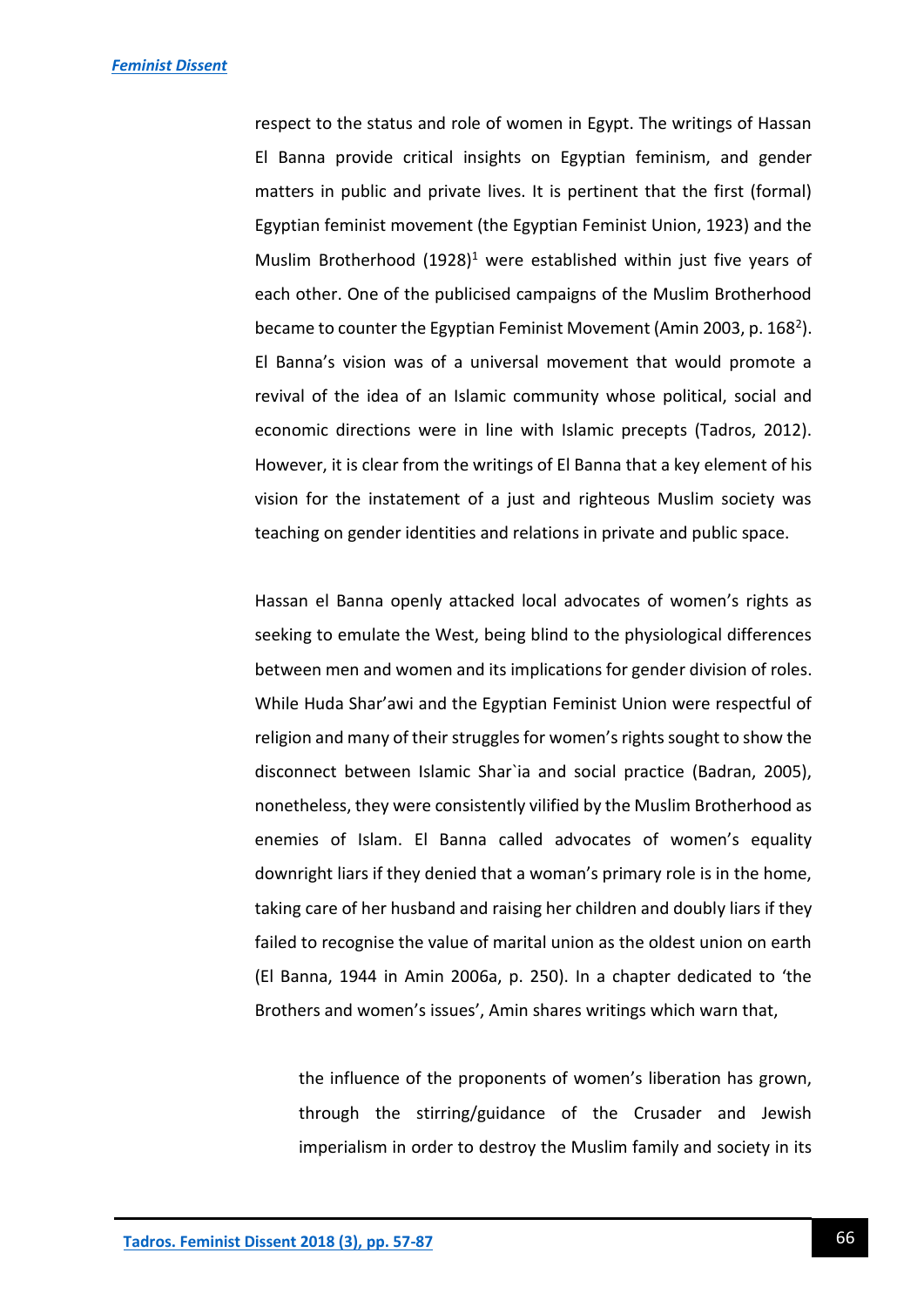respect to the status and role of women in Egypt. The writings of Hassan El Banna provide critical insights on Egyptian feminism, and gender matters in public and private lives. It is pertinent that the first (formal) Egyptian feminist movement (the Egyptian Feminist Union, 1923) and the Muslim Brotherhood (1928)[1] were established within just five years of each other. One of the publicised campaigns of the Muslim Brotherhood became to counter the Egyptian Feminist Movement (Amin 2003, p. 168[2]). El Banna's vision was of a universal movement that would promote a revival of the idea of an Islamic community whose political, social and economic directions were in line with Islamic precepts (Tadros, 2012). However, it is clear from the writings of El Banna that a key element of his vision for the instatement of a just and righteous Muslim society was teaching on gender identities and relations in private and public space.

Hassan el Banna openly attacked local advocates of women's rights as seeking to emulate the West, being blind to the physiological differences between men and women and its implications for gender division of roles. While Huda Shar'awi and the Egyptian Feminist Union were respectful of religion and many of their struggles for women's rights sought to show the disconnect between Islamic Shar`ia and social practice (Badran, 2005), nonetheless, they were consistently vilified by the Muslim Brotherhood as enemies of Islam. El Banna called advocates of women's equality downright liars if they denied that a woman's primary role is in the home, taking care of her husband and raising her children and doubly liars if they failed to recognise the value of marital union as the oldest union on earth (El Banna, 1944 in Amin 2006a, p. 250). In a chapter dedicated to 'the Brothers and women's issues', Amin shares writings which warn that,

> the influence of the proponents of women's liberation has grown, through the stirring/guidance of the Crusader and Jewish imperialism in order to destroy the Muslim family and society in its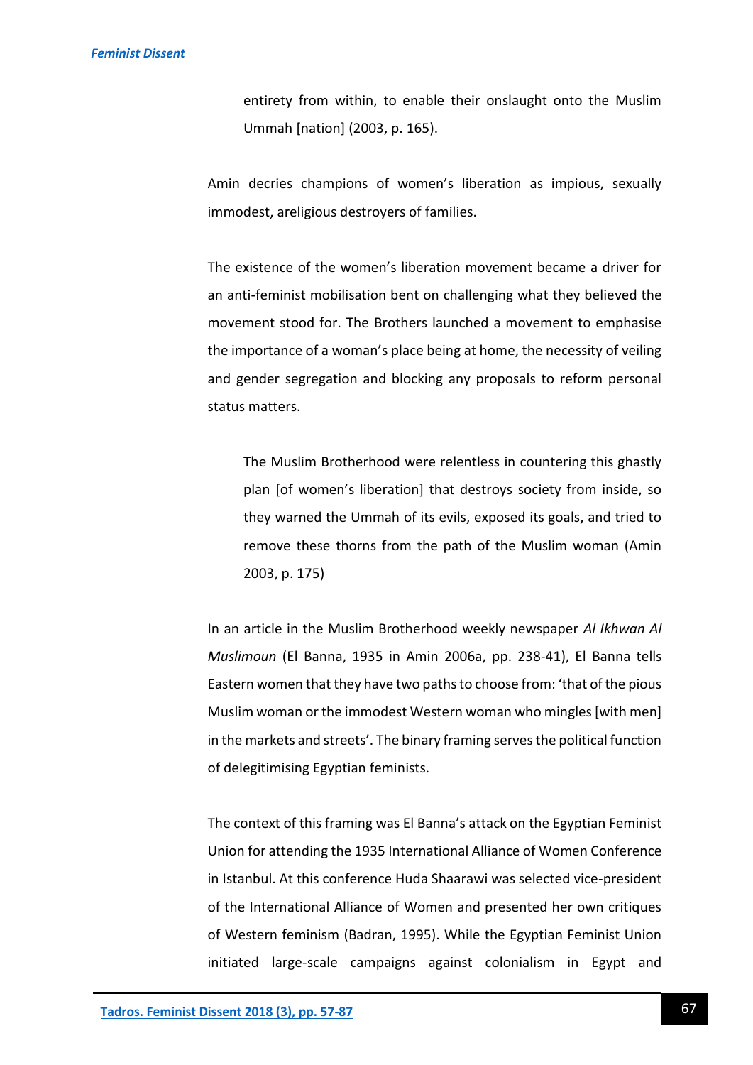> entirety from within, to enable their onslaught onto the Muslim Ummah [nation] (2003, p. 165).

Amin decries champions of women's liberation as impious, sexually immodest, areligious destroyers of families.

The existence of the women's liberation movement became a driver for an anti-feminist mobilisation bent on challenging what they believed the movement stood for. The Brothers launched a movement to emphasise the importance of a woman's place being at home, the necessity of veiling and gender segregation and blocking any proposals to reform personal status matters.

> The Muslim Brotherhood were relentless in countering this ghastly plan [of women's liberation] that destroys society from inside, so they warned the Ummah of its evils, exposed its goals, and tried to remove these thorns from the path of the Muslim woman (Amin 2003, p. 175)

In an article in the Muslim Brotherhood weekly newspaper *Al Ikhwan Al Muslimoun* (El Banna, 1935 in Amin 2006a, pp. 238-41), El Banna tells Eastern women that they have two paths to choose from: 'that of the pious Muslim woman or the immodest Western woman who mingles [with men] in the markets and streets'. The binary framing serves the political function of delegitimising Egyptian feminists.

The context of this framing was El Banna's attack on the Egyptian Feminist Union for attending the 1935 International Alliance of Women Conference in Istanbul. At this conference Huda Shaarawi was selected vice-president of the International Alliance of Women and presented her own critiques of Western feminism (Badran, 1995). While the Egyptian Feminist Union initiated large-scale campaigns against colonialism in Egypt and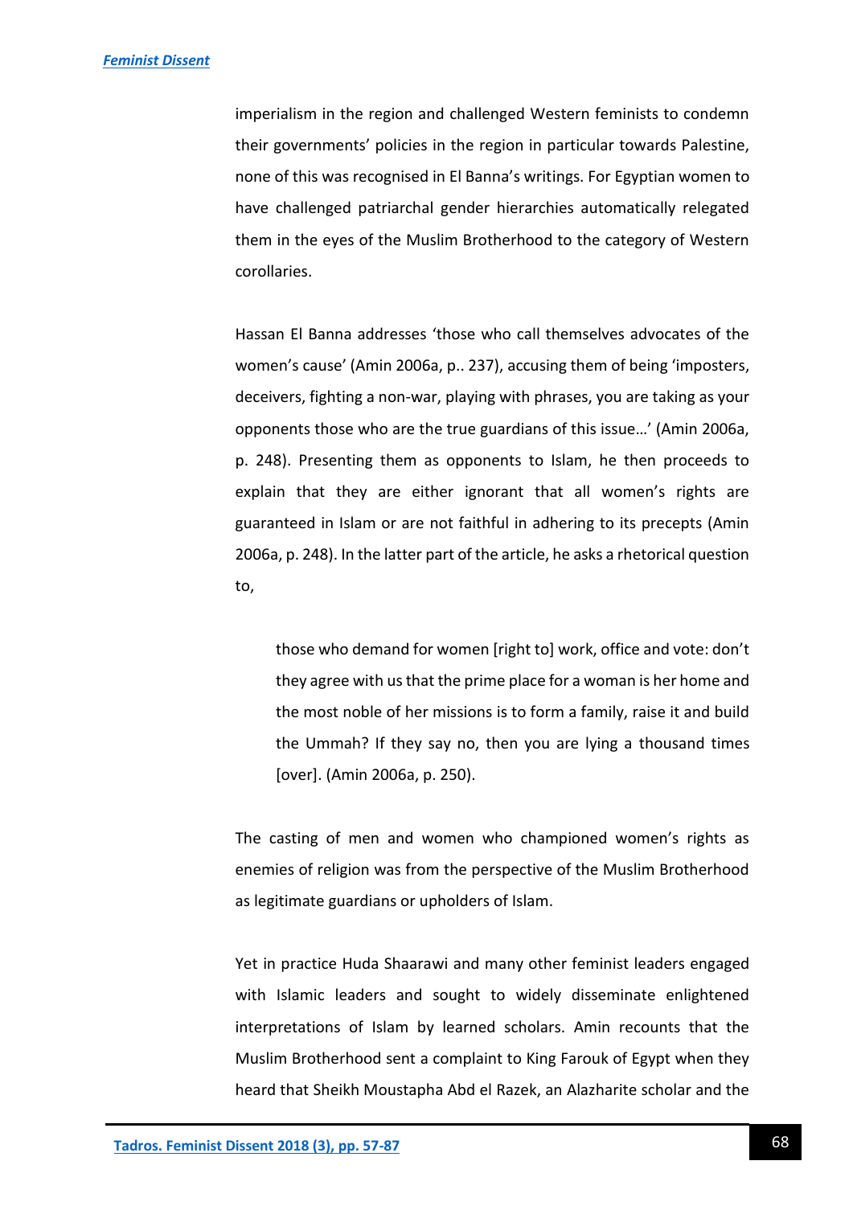imperialism in the region and challenged Western feminists to condemn their governments' policies in the region in particular towards Palestine, none of this was recognised in El Banna's writings. For Egyptian women to have challenged patriarchal gender hierarchies automatically relegated them in the eyes of the Muslim Brotherhood to the category of Western corollaries.

Hassan El Banna addresses 'those who call themselves advocates of the women's cause' (Amin 2006a, p.. 237), accusing them of being 'imposters, deceivers, fighting a non-war, playing with phrases, you are taking as your opponents those who are the true guardians of this issue…' (Amin 2006a, p. 248). Presenting them as opponents to Islam, he then proceeds to explain that they are either ignorant that all women's rights are guaranteed in Islam or are not faithful in adhering to its precepts (Amin 2006a, p. 248). In the latter part of the article, he asks a rhetorical question to,

> those who demand for women [right to] work, office and vote: don't they agree with us that the prime place for a woman is her home and the most noble of her missions is to form a family, raise it and build the Ummah? If they say no, then you are lying a thousand times [over]. (Amin 2006a, p. 250).

The casting of men and women who championed women's rights as enemies of religion was from the perspective of the Muslim Brotherhood as legitimate guardians or upholders of Islam.

Yet in practice Huda Shaarawi and many other feminist leaders engaged with Islamic leaders and sought to widely disseminate enlightened interpretations of Islam by learned scholars. Amin recounts that the Muslim Brotherhood sent a complaint to King Farouk of Egypt when they heard that Sheikh Moustapha Abd el Razek, an Alazharite scholar and the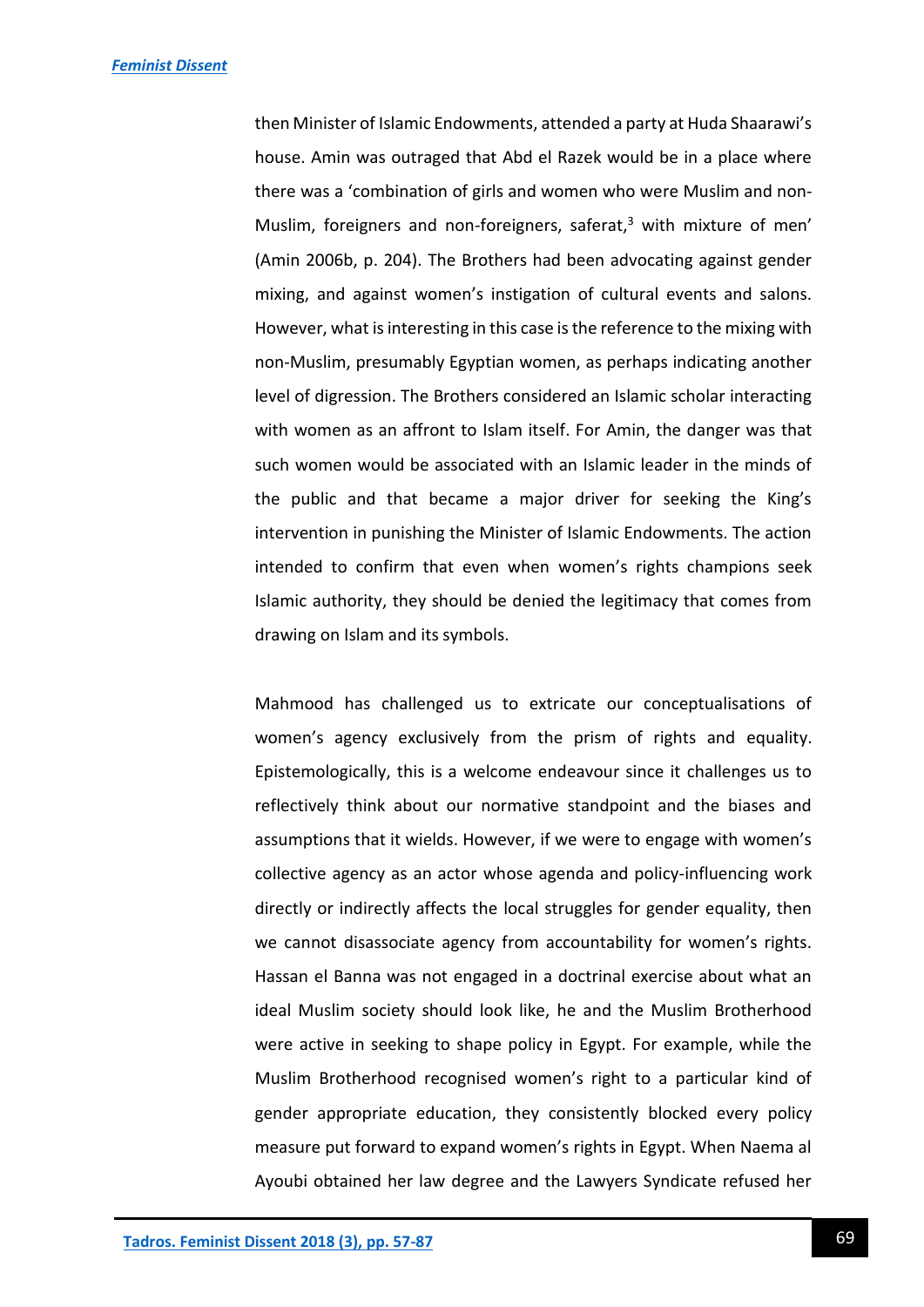then Minister of Islamic Endowments, attended a party at Huda Shaarawi's house. Amin was outraged that Abd el Razek would be in a place where there was a 'combination of girls and women who were Muslim and non-Muslim, foreigners and non-foreigners, saferat,[3] with mixture of men' (Amin 2006b, p. 204). The Brothers had been advocating against gender mixing, and against women's instigation of cultural events and salons. However, what is interesting in this case is the reference to the mixing with non-Muslim, presumably Egyptian women, as perhaps indicating another level of digression. The Brothers considered an Islamic scholar interacting with women as an affront to Islam itself. For Amin, the danger was that such women would be associated with an Islamic leader in the minds of the public and that became a major driver for seeking the King's intervention in punishing the Minister of Islamic Endowments. The action intended to confirm that even when women's rights champions seek Islamic authority, they should be denied the legitimacy that comes from drawing on Islam and its symbols.

Mahmood has challenged us to extricate our conceptualisations of women's agency exclusively from the prism of rights and equality. Epistemologically, this is a welcome endeavour since it challenges us to reflectively think about our normative standpoint and the biases and assumptions that it wields. However, if we were to engage with women's collective agency as an actor whose agenda and policy-influencing work directly or indirectly affects the local struggles for gender equality, then we cannot disassociate agency from accountability for women's rights. Hassan el Banna was not engaged in a doctrinal exercise about what an ideal Muslim society should look like, he and the Muslim Brotherhood were active in seeking to shape policy in Egypt. For example, while the Muslim Brotherhood recognised women's right to a particular kind of gender appropriate education, they consistently blocked every policy measure put forward to expand women's rights in Egypt. When Naema al Ayoubi obtained her law degree and the Lawyers Syndicate refused her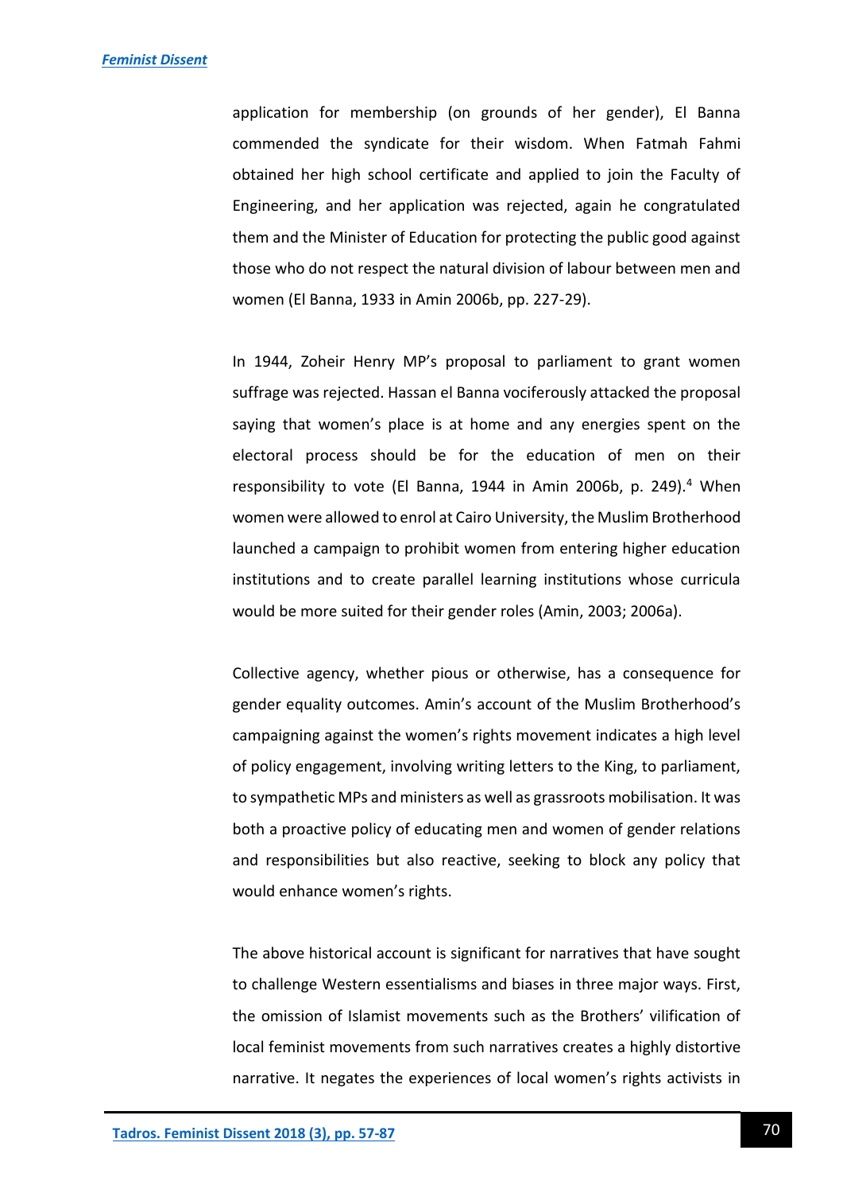application for membership (on grounds of her gender), El Banna commended the syndicate for their wisdom. When Fatmah Fahmi obtained her high school certificate and applied to join the Faculty of Engineering, and her application was rejected, again he congratulated them and the Minister of Education for protecting the public good against those who do not respect the natural division of labour between men and women (El Banna, 1933 in Amin 2006b, pp. 227-29).

In 1944, Zoheir Henry MP's proposal to parliament to grant women suffrage was rejected. Hassan el Banna vociferously attacked the proposal saying that women's place is at home and any energies spent on the electoral process should be for the education of men on their responsibility to vote (El Banna, 1944 in Amin 2006b, p. 249).[4] When women were allowed to enrol at Cairo University, the Muslim Brotherhood launched a campaign to prohibit women from entering higher education institutions and to create parallel learning institutions whose curricula would be more suited for their gender roles (Amin, 2003; 2006a).

Collective agency, whether pious or otherwise, has a consequence for gender equality outcomes. Amin's account of the Muslim Brotherhood's campaigning against the women's rights movement indicates a high level of policy engagement, involving writing letters to the King, to parliament, to sympathetic MPs and ministers as well as grassroots mobilisation. It was both a proactive policy of educating men and women of gender relations and responsibilities but also reactive, seeking to block any policy that would enhance women's rights.

The above historical account is significant for narratives that have sought to challenge Western essentialisms and biases in three major ways. First, the omission of Islamist movements such as the Brothers' vilification of local feminist movements from such narratives creates a highly distortive narrative. It negates the experiences of local women's rights activists in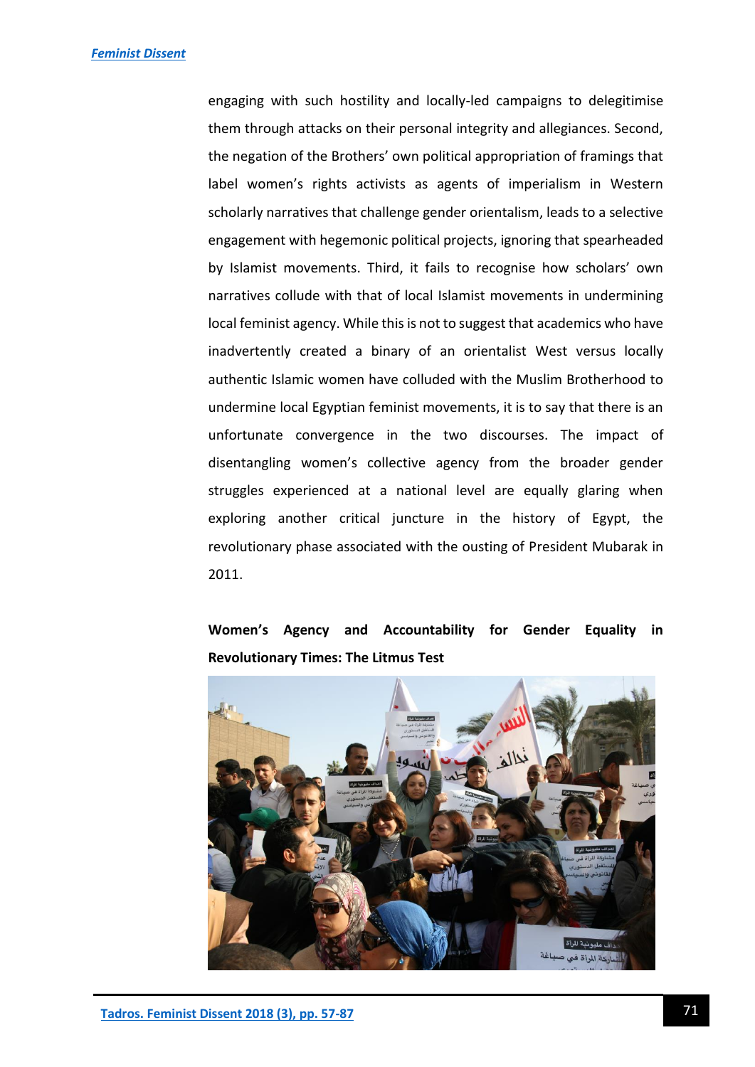engaging with such hostility and locally-led campaigns to delegitimise them through attacks on their personal integrity and allegiances. Second, the negation of the Brothers' own political appropriation of framings that label women's rights activists as agents of imperialism in Western scholarly narratives that challenge gender orientalism, leads to a selective engagement with hegemonic political projects, ignoring that spearheaded by Islamist movements. Third, it fails to recognise how scholars' own narratives collude with that of local Islamist movements in undermining local feminist agency. While this is not to suggest that academics who have inadvertently created a binary of an orientalist West versus locally authentic Islamic women have colluded with the Muslim Brotherhood to undermine local Egyptian feminist movements, it is to say that there is an unfortunate convergence in the two discourses. The impact of disentangling women's collective agency from the broader gender struggles experienced at a national level are equally glaring when exploring another critical juncture in the history of Egypt, the revolutionary phase associated with the ousting of President Mubarak in 2011.

## Women's Agency and Accountability for Gender Equality in Revolutionary Times: The Litmus Test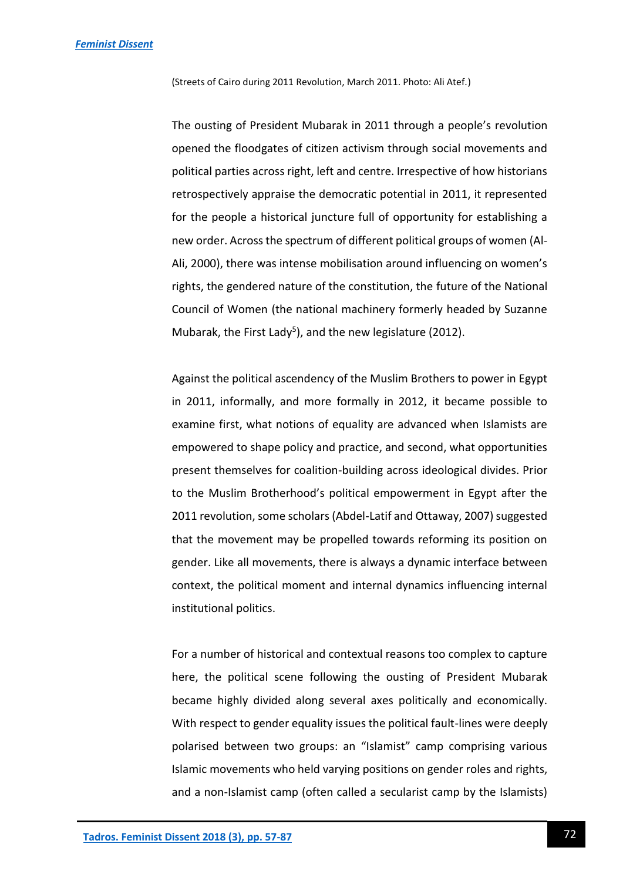(Streets of Cairo during 2011 Revolution, March 2011. Photo: Ali Atef.)

The ousting of President Mubarak in 2011 through a people's revolution opened the floodgates of citizen activism through social movements and political parties across right, left and centre. Irrespective of how historians retrospectively appraise the democratic potential in 2011, it represented for the people a historical juncture full of opportunity for establishing a new order. Across the spectrum of different political groups of women (Al-Ali, 2000), there was intense mobilisation around influencing on women's rights, the gendered nature of the constitution, the future of the National Council of Women (the national machinery formerly headed by Suzanne Mubarak, the First Lady[5]), and the new legislature (2012).

Against the political ascendency of the Muslim Brothers to power in Egypt in 2011, informally, and more formally in 2012, it became possible to examine first, what notions of equality are advanced when Islamists are empowered to shape policy and practice, and second, what opportunities present themselves for coalition-building across ideological divides. Prior to the Muslim Brotherhood's political empowerment in Egypt after the 2011 revolution, some scholars (Abdel-Latif and Ottaway, 2007) suggested that the movement may be propelled towards reforming its position on gender. Like all movements, there is always a dynamic interface between context, the political moment and internal dynamics influencing internal institutional politics.

For a number of historical and contextual reasons too complex to capture here, the political scene following the ousting of President Mubarak became highly divided along several axes politically and economically. With respect to gender equality issues the political fault-lines were deeply polarised between two groups: an "Islamist" camp comprising various Islamic movements who held varying positions on gender roles and rights, and a non-Islamist camp (often called a secularist camp by the Islamists)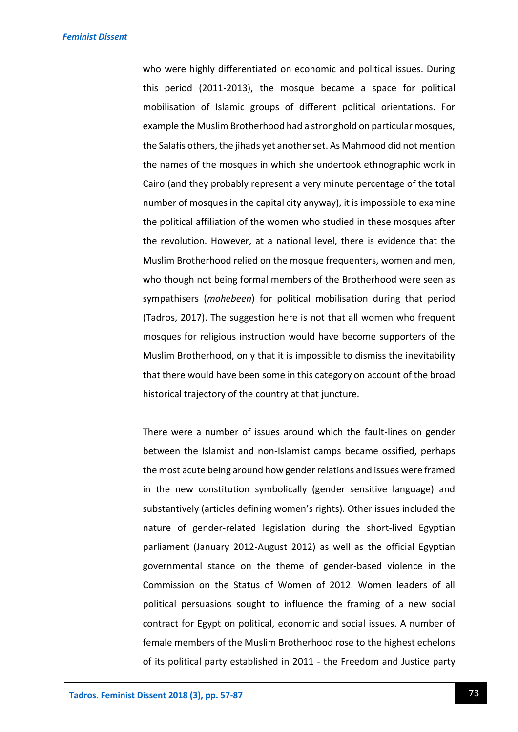who were highly differentiated on economic and political issues. During this period (2011-2013), the mosque became a space for political mobilisation of Islamic groups of different political orientations. For example the Muslim Brotherhood had a stronghold on particular mosques, the Salafis others, the jihads yet another set. As Mahmood did not mention the names of the mosques in which she undertook ethnographic work in Cairo (and they probably represent a very minute percentage of the total number of mosques in the capital city anyway), it is impossible to examine the political affiliation of the women who studied in these mosques after the revolution. However, at a national level, there is evidence that the Muslim Brotherhood relied on the mosque frequenters, women and men, who though not being formal members of the Brotherhood were seen as sympathisers (*mohebeen*) for political mobilisation during that period (Tadros, 2017). The suggestion here is not that all women who frequent mosques for religious instruction would have become supporters of the Muslim Brotherhood, only that it is impossible to dismiss the inevitability that there would have been some in this category on account of the broad historical trajectory of the country at that juncture.

There were a number of issues around which the fault-lines on gender between the Islamist and non-Islamist camps became ossified, perhaps the most acute being around how gender relations and issues were framed in the new constitution symbolically (gender sensitive language) and substantively (articles defining women's rights). Other issues included the nature of gender-related legislation during the short-lived Egyptian parliament (January 2012-August 2012) as well as the official Egyptian governmental stance on the theme of gender-based violence in the Commission on the Status of Women of 2012. Women leaders of all political persuasions sought to influence the framing of a new social contract for Egypt on political, economic and social issues. A number of female members of the Muslim Brotherhood rose to the highest echelons of its political party established in 2011 - the Freedom and Justice party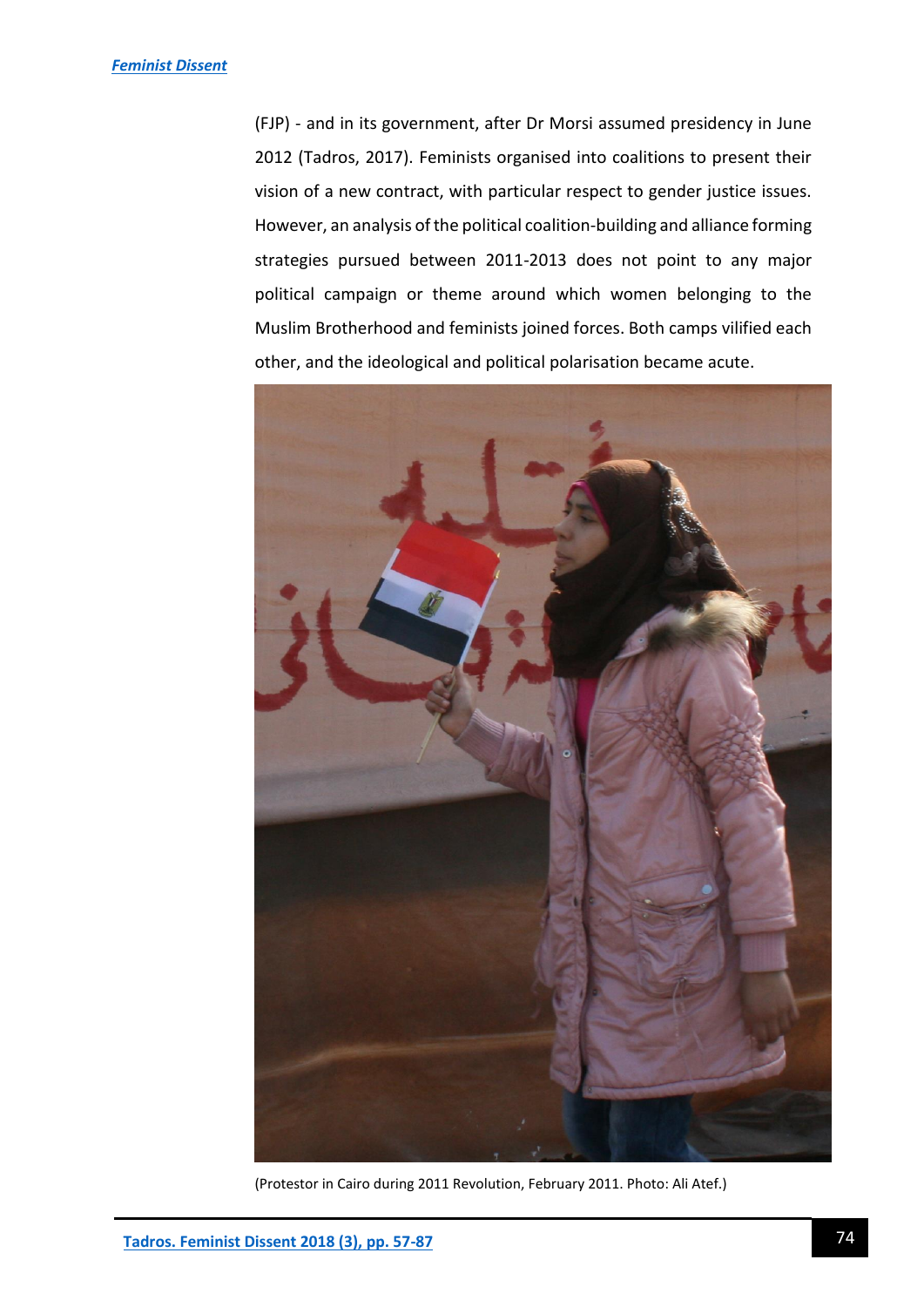(FJP) - and in its government, after Dr Morsi assumed presidency in June 2012 (Tadros, 2017). Feminists organised into coalitions to present their vision of a new contract, with particular respect to gender justice issues. However, an analysis of the political coalition-building and alliance forming strategies pursued between 2011-2013 does not point to any major political campaign or theme around which women belonging to the Muslim Brotherhood and feminists joined forces. Both camps vilified each other, and the ideological and political polarisation became acute.

(Protestor in Cairo during 2011 Revolution, February 2011. Photo: Ali Atef.)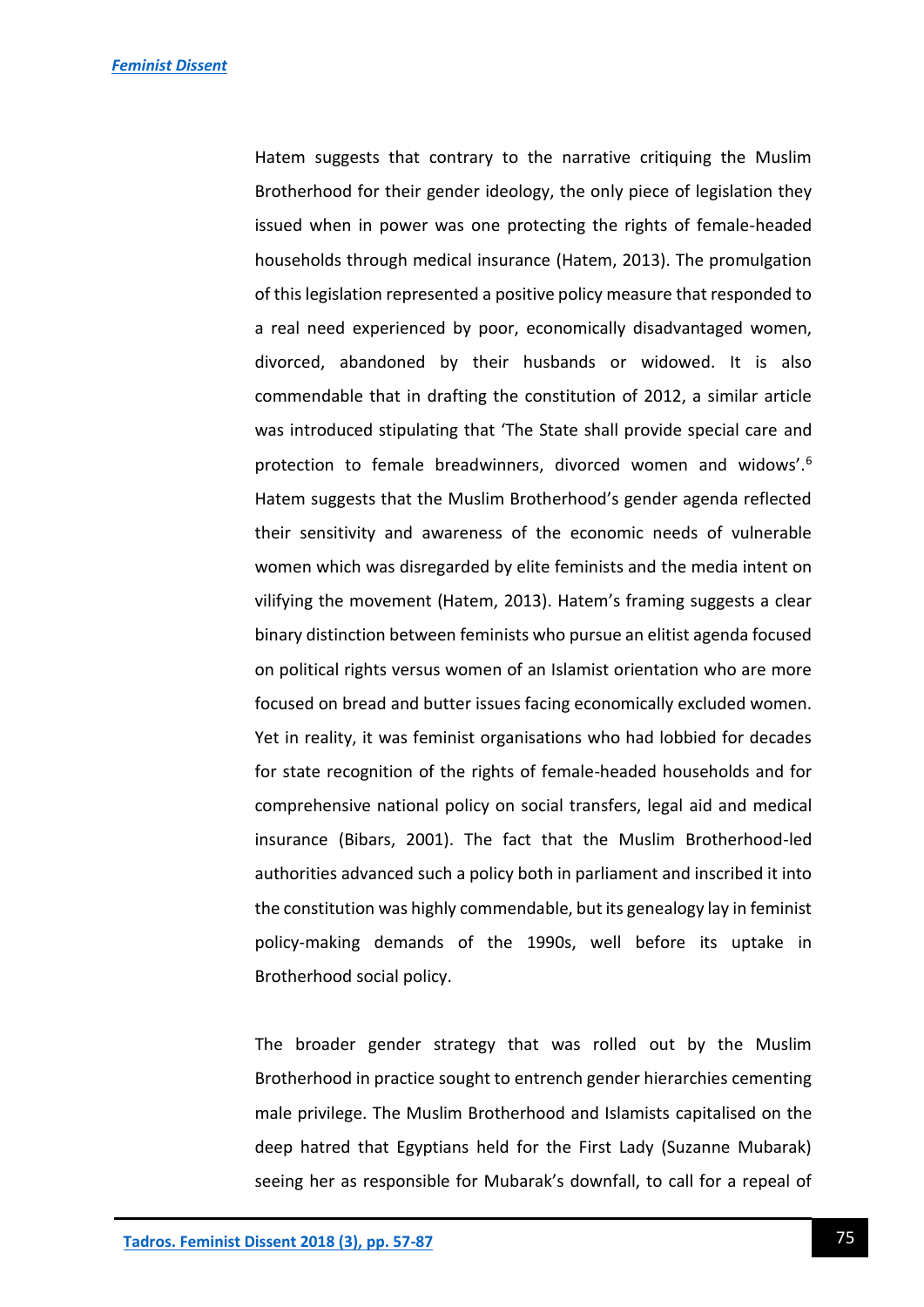Hatem suggests that contrary to the narrative critiquing the Muslim Brotherhood for their gender ideology, the only piece of legislation they issued when in power was one protecting the rights of female-headed households through medical insurance (Hatem, 2013). The promulgation of this legislation represented a positive policy measure that responded to a real need experienced by poor, economically disadvantaged women, divorced, abandoned by their husbands or widowed. It is also commendable that in drafting the constitution of 2012, a similar article was introduced stipulating that 'The State shall provide special care and protection to female breadwinners, divorced women and widows'.[6] Hatem suggests that the Muslim Brotherhood's gender agenda reflected their sensitivity and awareness of the economic needs of vulnerable women which was disregarded by elite feminists and the media intent on vilifying the movement (Hatem, 2013). Hatem's framing suggests a clear binary distinction between feminists who pursue an elitist agenda focused on political rights versus women of an Islamist orientation who are more focused on bread and butter issues facing economically excluded women. Yet in reality, it was feminist organisations who had lobbied for decades for state recognition of the rights of female-headed households and for comprehensive national policy on social transfers, legal aid and medical insurance (Bibars, 2001). The fact that the Muslim Brotherhood-led authorities advanced such a policy both in parliament and inscribed it into the constitution was highly commendable, but its genealogy lay in feminist policy-making demands of the 1990s, well before its uptake in Brotherhood social policy.

The broader gender strategy that was rolled out by the Muslim Brotherhood in practice sought to entrench gender hierarchies cementing male privilege. The Muslim Brotherhood and Islamists capitalised on the deep hatred that Egyptians held for the First Lady (Suzanne Mubarak) seeing her as responsible for Mubarak's downfall, to call for a repeal of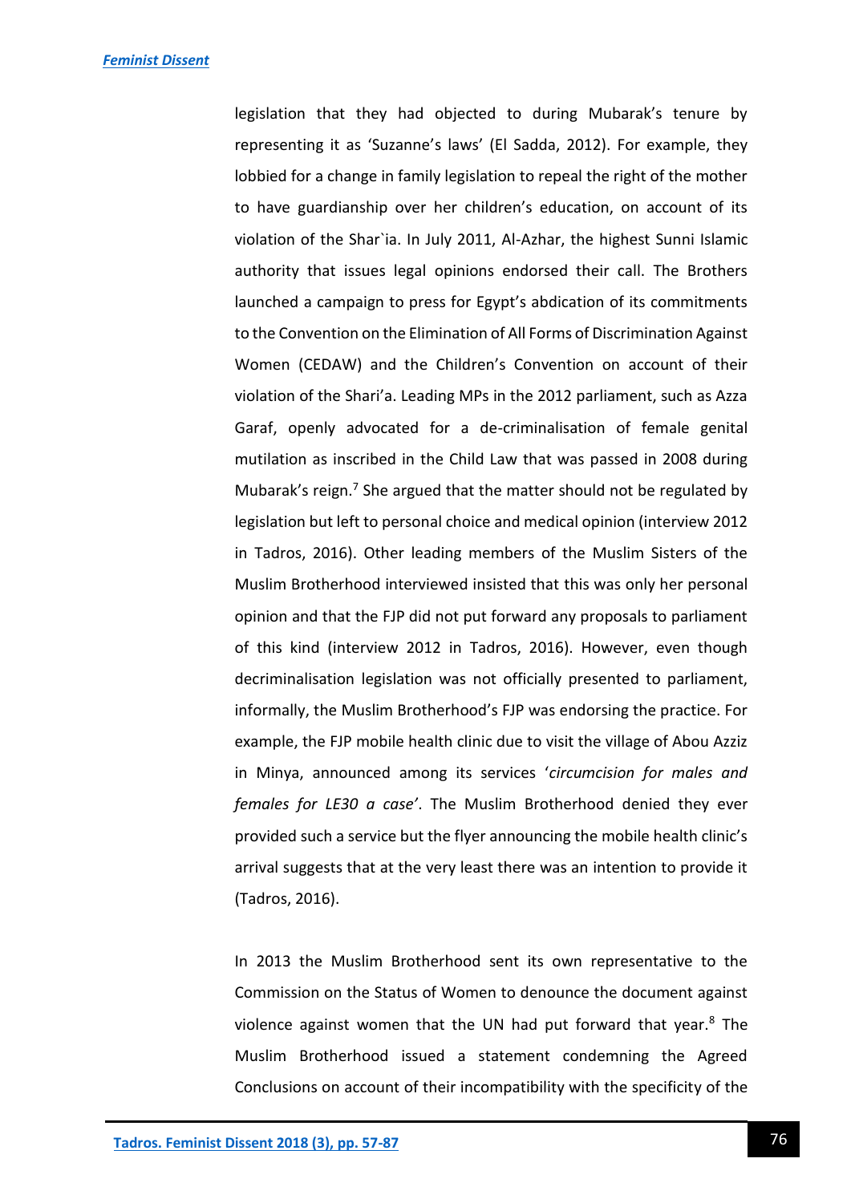legislation that they had objected to during Mubarak's tenure by representing it as 'Suzanne's laws' (El Sadda, 2012). For example, they lobbied for a change in family legislation to repeal the right of the mother to have guardianship over her children's education, on account of its violation of the Shar`ia. In July 2011, Al-Azhar, the highest Sunni Islamic authority that issues legal opinions endorsed their call. The Brothers launched a campaign to press for Egypt's abdication of its commitments to the Convention on the Elimination of All Forms of Discrimination Against Women (CEDAW) and the Children's Convention on account of their violation of the Shari'a. Leading MPs in the 2012 parliament, such as Azza Garaf, openly advocated for a de-criminalisation of female genital mutilation as inscribed in the Child Law that was passed in 2008 during Mubarak's reign.[7] She argued that the matter should not be regulated by legislation but left to personal choice and medical opinion (interview 2012 in Tadros, 2016). Other leading members of the Muslim Sisters of the Muslim Brotherhood interviewed insisted that this was only her personal opinion and that the FJP did not put forward any proposals to parliament of this kind (interview 2012 in Tadros, 2016). However, even though decriminalisation legislation was not officially presented to parliament, informally, the Muslim Brotherhood's FJP was endorsing the practice. For example, the FJP mobile health clinic due to visit the village of Abou Azziz in Minya, announced among its services '*circumcision for males and females for LE30 a case*'. The Muslim Brotherhood denied they ever provided such a service but the flyer announcing the mobile health clinic's arrival suggests that at the very least there was an intention to provide it (Tadros, 2016).

In 2013 the Muslim Brotherhood sent its own representative to the Commission on the Status of Women to denounce the document against violence against women that the UN had put forward that year.[8] The Muslim Brotherhood issued a statement condemning the Agreed Conclusions on account of their incompatibility with the specificity of the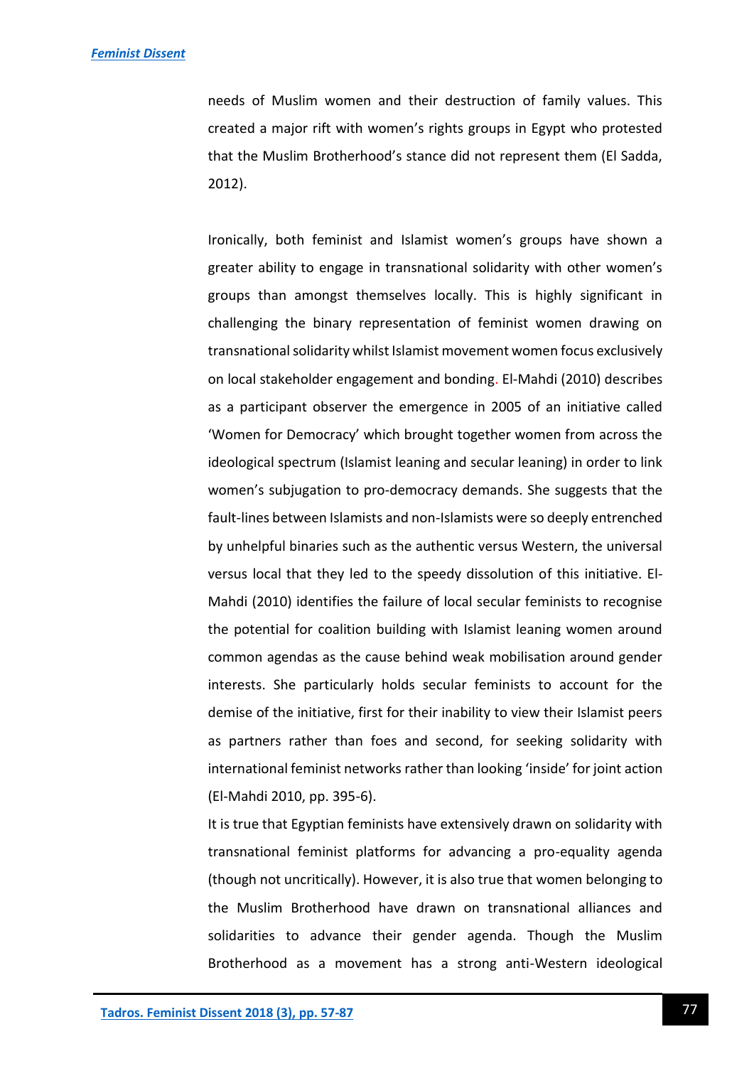needs of Muslim women and their destruction of family values. This created a major rift with women's rights groups in Egypt who protested that the Muslim Brotherhood's stance did not represent them (El Sadda, 2012).

Ironically, both feminist and Islamist women's groups have shown a greater ability to engage in transnational solidarity with other women's groups than amongst themselves locally. This is highly significant in challenging the binary representation of feminist women drawing on transnational solidarity whilst Islamist movement women focus exclusively on local stakeholder engagement and bonding. El-Mahdi (2010) describes as a participant observer the emergence in 2005 of an initiative called 'Women for Democracy' which brought together women from across the ideological spectrum (Islamist leaning and secular leaning) in order to link women's subjugation to pro-democracy demands. She suggests that the fault-lines between Islamists and non-Islamists were so deeply entrenched by unhelpful binaries such as the authentic versus Western, the universal versus local that they led to the speedy dissolution of this initiative. El-Mahdi (2010) identifies the failure of local secular feminists to recognise the potential for coalition building with Islamist leaning women around common agendas as the cause behind weak mobilisation around gender interests. She particularly holds secular feminists to account for the demise of the initiative, first for their inability to view their Islamist peers as partners rather than foes and second, for seeking solidarity with international feminist networks rather than looking 'inside' for joint action (El-Mahdi 2010, pp. 395-6).

It is true that Egyptian feminists have extensively drawn on solidarity with transnational feminist platforms for advancing a pro-equality agenda (though not uncritically). However, it is also true that women belonging to the Muslim Brotherhood have drawn on transnational alliances and solidarities to advance their gender agenda. Though the Muslim Brotherhood as a movement has a strong anti-Western ideological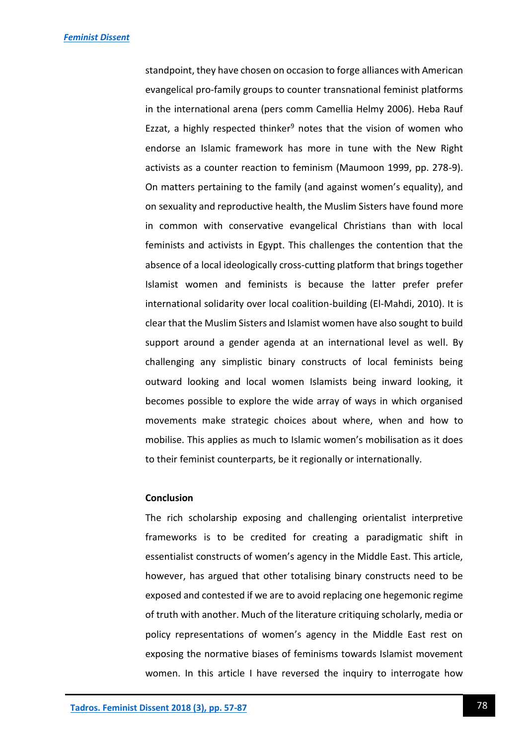standpoint, they have chosen on occasion to forge alliances with American evangelical pro-family groups to counter transnational feminist platforms in the international arena (pers comm Camellia Helmy 2006). Heba Rauf Ezzat, a highly respected thinker[9] notes that the vision of women who endorse an Islamic framework has more in tune with the New Right activists as a counter reaction to feminism (Maumoon 1999, pp. 278-9). On matters pertaining to the family (and against women's equality), and on sexuality and reproductive health, the Muslim Sisters have found more in common with conservative evangelical Christians than with local feminists and activists in Egypt. This challenges the contention that the absence of a local ideologically cross-cutting platform that brings together Islamist women and feminists is because the latter prefer prefer international solidarity over local coalition-building (El-Mahdi, 2010). It is clear that the Muslim Sisters and Islamist women have also sought to build support around a gender agenda at an international level as well. By challenging any simplistic binary constructs of local feminists being outward looking and local women Islamists being inward looking, it becomes possible to explore the wide array of ways in which organised movements make strategic choices about where, when and how to mobilise. This applies as much to Islamic women's mobilisation as it does to their feminist counterparts, be it regionally or internationally.

## Conclusion

The rich scholarship exposing and challenging orientalist interpretive frameworks is to be credited for creating a paradigmatic shift in essentialist constructs of women's agency in the Middle East. This article, however, has argued that other totalising binary constructs need to be exposed and contested if we are to avoid replacing one hegemonic regime of truth with another. Much of the literature critiquing scholarly, media or policy representations of women's agency in the Middle East rest on exposing the normative biases of feminisms towards Islamist movement women. In this article I have reversed the inquiry to interrogate how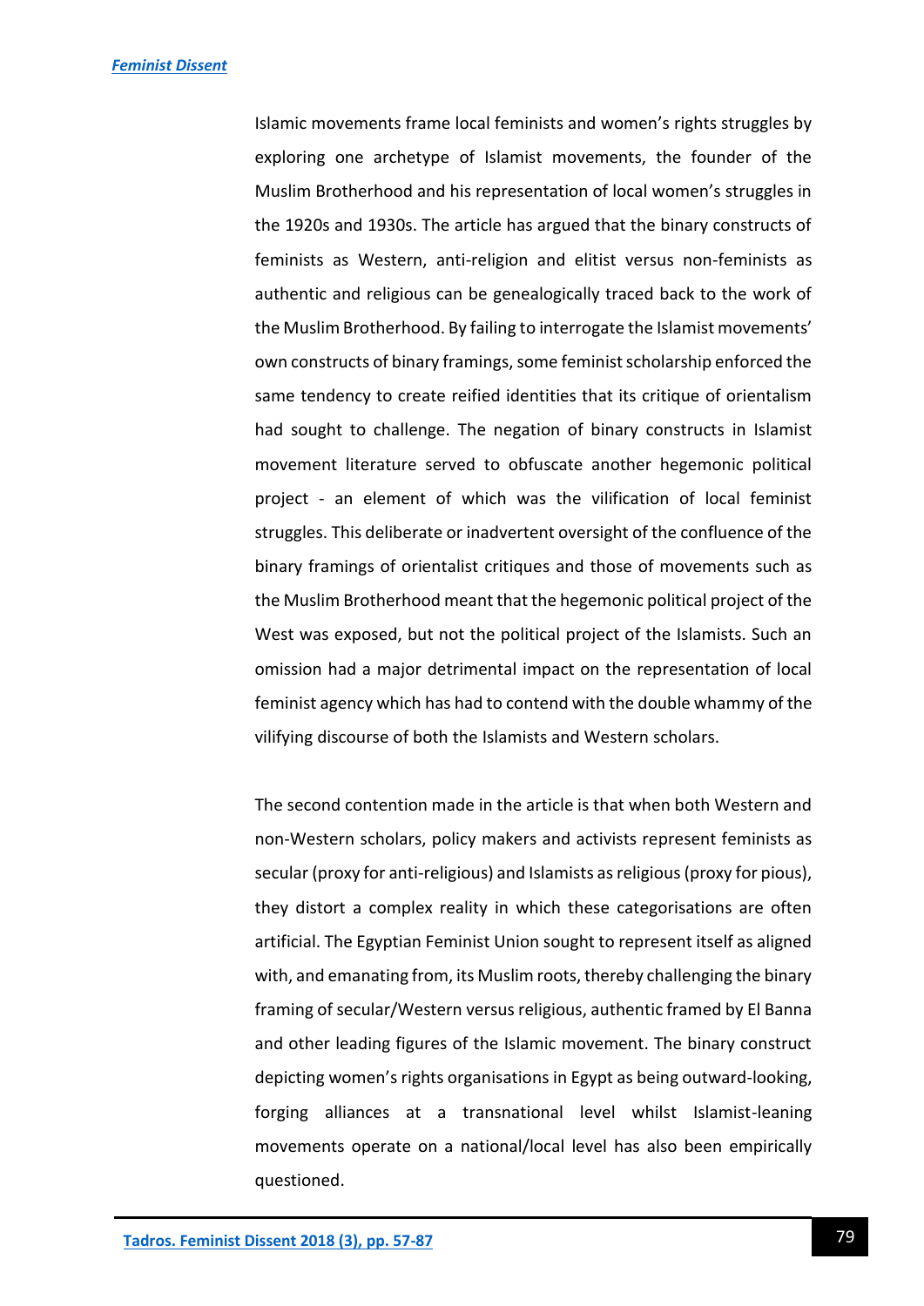Islamic movements frame local feminists and women's rights struggles by exploring one archetype of Islamist movements, the founder of the Muslim Brotherhood and his representation of local women's struggles in the 1920s and 1930s. The article has argued that the binary constructs of feminists as Western, anti-religion and elitist versus non-feminists as authentic and religious can be genealogically traced back to the work of the Muslim Brotherhood. By failing to interrogate the Islamist movements' own constructs of binary framings, some feminist scholarship enforced the same tendency to create reified identities that its critique of orientalism had sought to challenge. The negation of binary constructs in Islamist movement literature served to obfuscate another hegemonic political project - an element of which was the vilification of local feminist struggles. This deliberate or inadvertent oversight of the confluence of the binary framings of orientalist critiques and those of movements such as the Muslim Brotherhood meant that the hegemonic political project of the West was exposed, but not the political project of the Islamists. Such an omission had a major detrimental impact on the representation of local feminist agency which has had to contend with the double whammy of the vilifying discourse of both the Islamists and Western scholars.

The second contention made in the article is that when both Western and non-Western scholars, policy makers and activists represent feminists as secular (proxy for anti-religious) and Islamists as religious (proxy for pious), they distort a complex reality in which these categorisations are often artificial. The Egyptian Feminist Union sought to represent itself as aligned with, and emanating from, its Muslim roots, thereby challenging the binary framing of secular/Western versus religious, authentic framed by El Banna and other leading figures of the Islamic movement. The binary construct depicting women's rights organisations in Egypt as being outward-looking, forging alliances at a transnational level whilst Islamist-leaning movements operate on a national/local level has also been empirically questioned.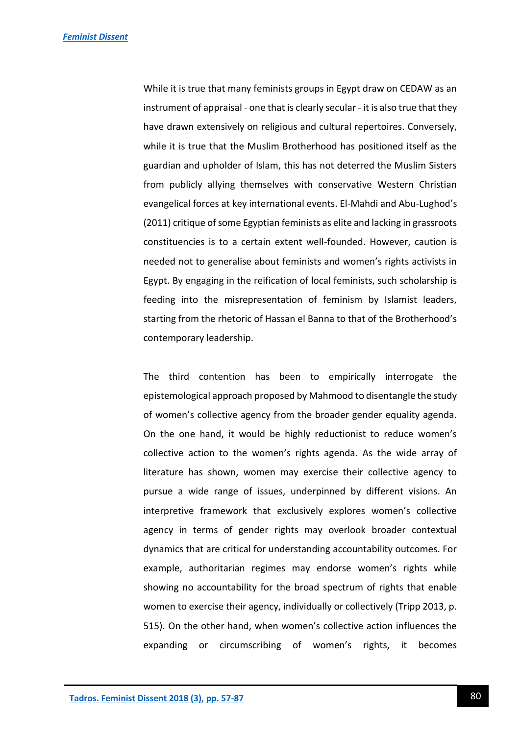While it is true that many feminists groups in Egypt draw on CEDAW as an instrument of appraisal - one that is clearly secular - it is also true that they have drawn extensively on religious and cultural repertoires. Conversely, while it is true that the Muslim Brotherhood has positioned itself as the guardian and upholder of Islam, this has not deterred the Muslim Sisters from publicly allying themselves with conservative Western Christian evangelical forces at key international events. El-Mahdi and Abu-Lughod's (2011) critique of some Egyptian feminists as elite and lacking in grassroots constituencies is to a certain extent well-founded. However, caution is needed not to generalise about feminists and women's rights activists in Egypt. By engaging in the reification of local feminists, such scholarship is feeding into the misrepresentation of feminism by Islamist leaders, starting from the rhetoric of Hassan el Banna to that of the Brotherhood's contemporary leadership.

The third contention has been to empirically interrogate the epistemological approach proposed by Mahmood to disentangle the study of women's collective agency from the broader gender equality agenda. On the one hand, it would be highly reductionist to reduce women's collective action to the women's rights agenda. As the wide array of literature has shown, women may exercise their collective agency to pursue a wide range of issues, underpinned by different visions. An interpretive framework that exclusively explores women's collective agency in terms of gender rights may overlook broader contextual dynamics that are critical for understanding accountability outcomes. For example, authoritarian regimes may endorse women's rights while showing no accountability for the broad spectrum of rights that enable women to exercise their agency, individually or collectively (Tripp 2013, p. 515). On the other hand, when women's collective action influences the expanding or circumscribing of women's rights, it becomes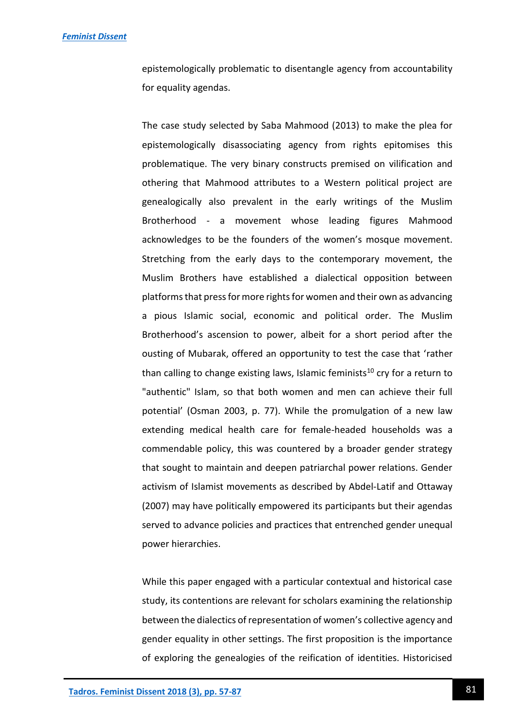epistemologically problematic to disentangle agency from accountability for equality agendas.

The case study selected by Saba Mahmood (2013) to make the plea for epistemologically disassociating agency from rights epitomises this problematique. The very binary constructs premised on vilification and othering that Mahmood attributes to a Western political project are genealogically also prevalent in the early writings of the Muslim Brotherhood - a movement whose leading figures Mahmood acknowledges to be the founders of the women's mosque movement. Stretching from the early days to the contemporary movement, the Muslim Brothers have established a dialectical opposition between platforms that press for more rights for women and their own as advancing a pious Islamic social, economic and political order. The Muslim Brotherhood's ascension to power, albeit for a short period after the ousting of Mubarak, offered an opportunity to test the case that 'rather than calling to change existing laws, Islamic feminists[10] cry for a return to "authentic" Islam, so that both women and men can achieve their full potential' (Osman 2003, p. 77). While the promulgation of a new law extending medical health care for female-headed households was a commendable policy, this was countered by a broader gender strategy that sought to maintain and deepen patriarchal power relations. Gender activism of Islamist movements as described by Abdel-Latif and Ottaway (2007) may have politically empowered its participants but their agendas served to advance policies and practices that entrenched gender unequal power hierarchies.

While this paper engaged with a particular contextual and historical case study, its contentions are relevant for scholars examining the relationship between the dialectics of representation of women's collective agency and gender equality in other settings. The first proposition is the importance of exploring the genealogies of the reification of identities. Historicised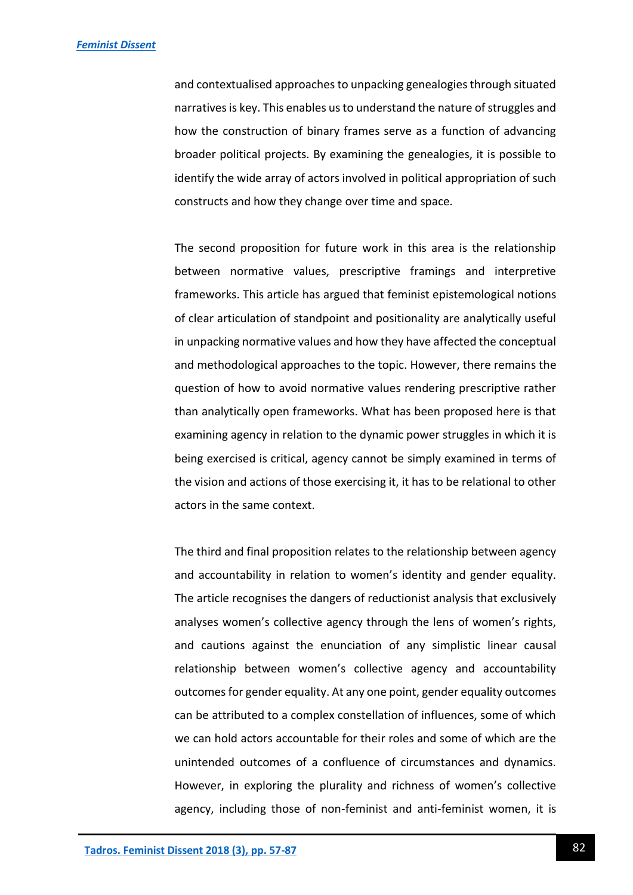and contextualised approaches to unpacking genealogies through situated narratives is key. This enables us to understand the nature of struggles and how the construction of binary frames serve as a function of advancing broader political projects. By examining the genealogies, it is possible to identify the wide array of actors involved in political appropriation of such constructs and how they change over time and space.

The second proposition for future work in this area is the relationship between normative values, prescriptive framings and interpretive frameworks. This article has argued that feminist epistemological notions of clear articulation of standpoint and positionality are analytically useful in unpacking normative values and how they have affected the conceptual and methodological approaches to the topic. However, there remains the question of how to avoid normative values rendering prescriptive rather than analytically open frameworks. What has been proposed here is that examining agency in relation to the dynamic power struggles in which it is being exercised is critical, agency cannot be simply examined in terms of the vision and actions of those exercising it, it has to be relational to other actors in the same context.

The third and final proposition relates to the relationship between agency and accountability in relation to women's identity and gender equality. The article recognises the dangers of reductionist analysis that exclusively analyses women's collective agency through the lens of women's rights, and cautions against the enunciation of any simplistic linear causal relationship between women's collective agency and accountability outcomes for gender equality. At any one point, gender equality outcomes can be attributed to a complex constellation of influences, some of which we can hold actors accountable for their roles and some of which are the unintended outcomes of a confluence of circumstances and dynamics. However, in exploring the plurality and richness of women's collective agency, including those of non-feminist and anti-feminist women, it is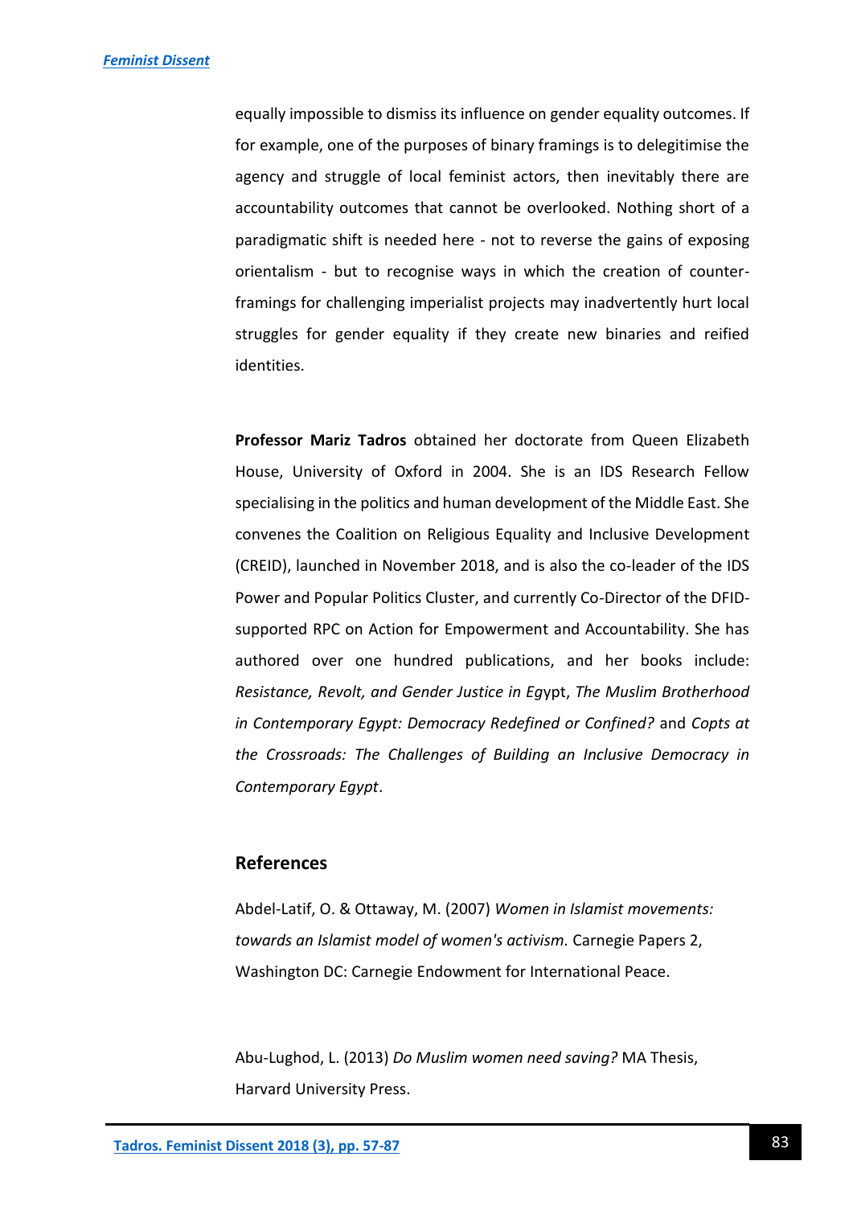equally impossible to dismiss its influence on gender equality outcomes. If for example, one of the purposes of binary framings is to delegitimise the agency and struggle of local feminist actors, then inevitably there are accountability outcomes that cannot be overlooked. Nothing short of a paradigmatic shift is needed here - not to reverse the gains of exposing orientalism - but to recognise ways in which the creation of counter-framings for challenging imperialist projects may inadvertently hurt local struggles for gender equality if they create new binaries and reified identities.

**Professor Mariz Tadros** obtained her doctorate from Queen Elizabeth House, University of Oxford in 2004. She is an IDS Research Fellow specialising in the politics and human development of the Middle East. She convenes the Coalition on Religious Equality and Inclusive Development (CREID), launched in November 2018, and is also the co-leader of the IDS Power and Popular Politics Cluster, and currently Co-Director of the DFID-supported RPC on Action for Empowerment and Accountability. She has authored over one hundred publications, and her books include: *Resistance, Revolt, and Gender Justice in Egypt*, *The Muslim Brotherhood in Contemporary Egypt: Democracy Redefined or Confined?* and *Copts at the Crossroads: The Challenges of Building an Inclusive Democracy in Contemporary Egypt*.

## References

Abdel-Latif, O. & Ottaway, M. (2007) *Women in Islamist movements: towards an Islamist model of women's activism.* Carnegie Papers 2, Washington DC: Carnegie Endowment for International Peace.

Abu-Lughod, L. (2013) *Do Muslim women need saving?* MA Thesis, Harvard University Press.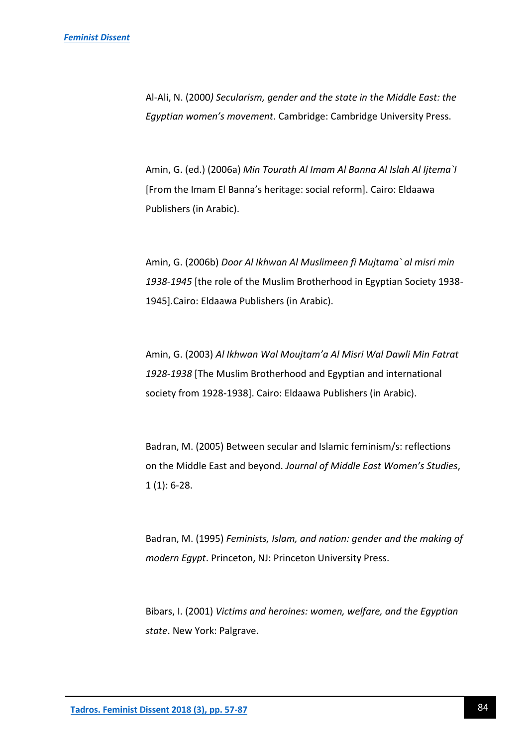Al-Ali, N. (2000*) Secularism, gender and the state in the Middle East: the Egyptian women's movement*. Cambridge: Cambridge University Press.

Amin, G. (ed.) (2006a) *Min Tourath Al Imam Al Banna Al Islah Al Ijtema`I* [From the Imam El Banna's heritage: social reform]. Cairo: Eldaawa Publishers (in Arabic).

Amin, G. (2006b) *Door Al Ikhwan Al Muslimeen fi Mujtama` al misri min 1938-1945* [the role of the Muslim Brotherhood in Egyptian Society 1938-1945].Cairo: Eldaawa Publishers (in Arabic).

Amin, G. (2003) *Al Ikhwan Wal Moujtam'a Al Misri Wal Dawli Min Fatrat 1928-1938* [The Muslim Brotherhood and Egyptian and international society from 1928-1938]. Cairo: Eldaawa Publishers (in Arabic).

Badran, M. (2005) Between secular and Islamic feminism/s: reflections on the Middle East and beyond. *Journal of Middle East Women's Studies*, 1 (1): 6-28.

Badran, M. (1995) *Feminists, Islam, and nation: gender and the making of modern Egypt*. Princeton, NJ: Princeton University Press.

Bibars, I. (2001) *Victims and heroines: women, welfare, and the Egyptian state*. New York: Palgrave.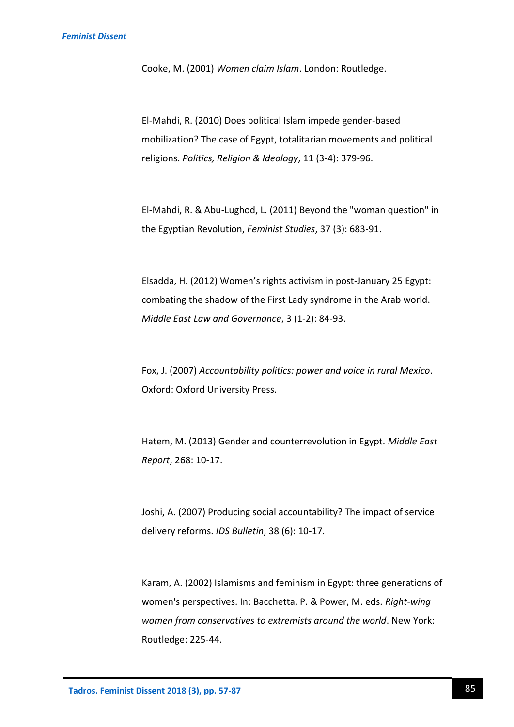Cooke, M. (2001) *Women claim Islam*. London: Routledge.

El-Mahdi, R. (2010) Does political Islam impede gender-based mobilization? The case of Egypt, totalitarian movements and political religions. *Politics, Religion & Ideology*, 11 (3-4): 379-96.

El-Mahdi, R. & Abu-Lughod, L. (2011) Beyond the "woman question" in the Egyptian Revolution, *Feminist Studies*, 37 (3): 683-91.

Elsadda, H. (2012) Women's rights activism in post-January 25 Egypt: combating the shadow of the First Lady syndrome in the Arab world. *Middle East Law and Governance*, 3 (1-2): 84-93.

Fox, J. (2007) *Accountability politics: power and voice in rural Mexico*. Oxford: Oxford University Press.

Hatem, M. (2013) Gender and counterrevolution in Egypt. *Middle East Report*, 268: 10-17.

Joshi, A. (2007) Producing social accountability? The impact of service delivery reforms. *IDS Bulletin*, 38 (6): 10-17.

Karam, A. (2002) Islamisms and feminism in Egypt: three generations of women's perspectives. In: Bacchetta, P. & Power, M. eds. *Right-wing women from conservatives to extremists around the world*. New York: Routledge: 225-44.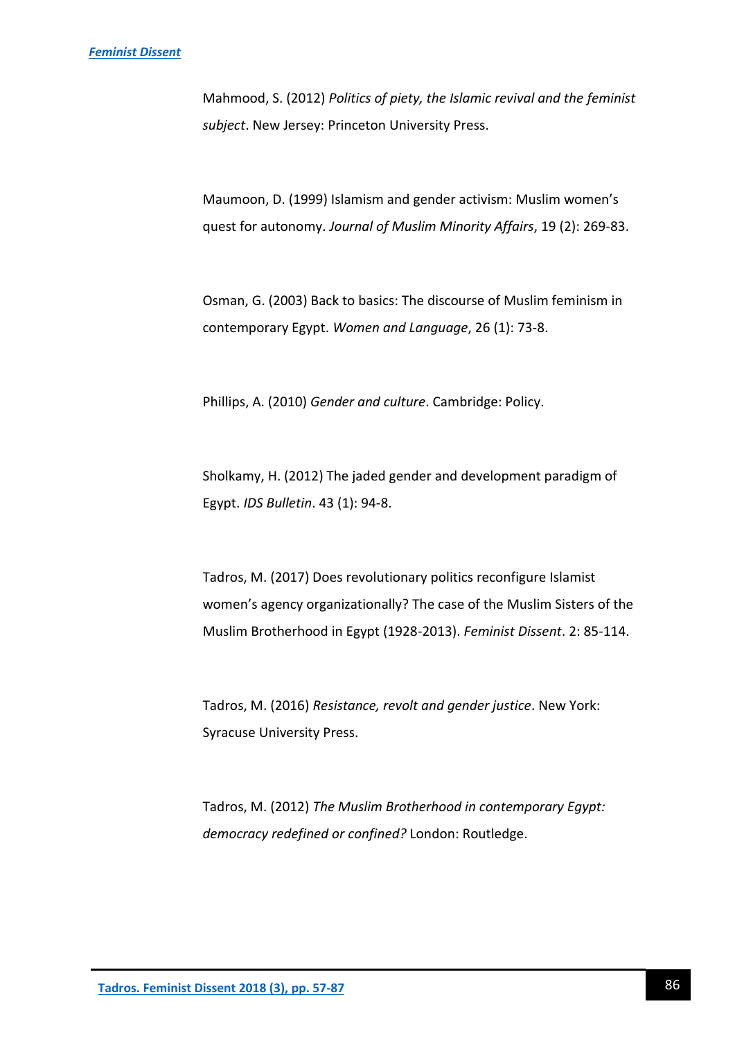Mahmood, S. (2012) *Politics of piety, the Islamic revival and the feminist subject*. New Jersey: Princeton University Press.

Maumoon, D. (1999) Islamism and gender activism: Muslim women's quest for autonomy. *Journal of Muslim Minority Affairs*, 19 (2): 269-83.

Osman, G. (2003) Back to basics: The discourse of Muslim feminism in contemporary Egypt. *Women and Language*, 26 (1): 73-8.

Phillips, A. (2010) *Gender and culture*. Cambridge: Policy.

Sholkamy, H. (2012) The jaded gender and development paradigm of Egypt. *IDS Bulletin*. 43 (1): 94-8.

Tadros, M. (2017) Does revolutionary politics reconfigure Islamist women's agency organizationally? The case of the Muslim Sisters of the Muslim Brotherhood in Egypt (1928-2013). *Feminist Dissent*. 2: 85-114.

Tadros, M. (2016) *Resistance, revolt and gender justice*. New York: Syracuse University Press.

Tadros, M. (2012) *The Muslim Brotherhood in contemporary Egypt: democracy redefined or confined?* London: Routledge.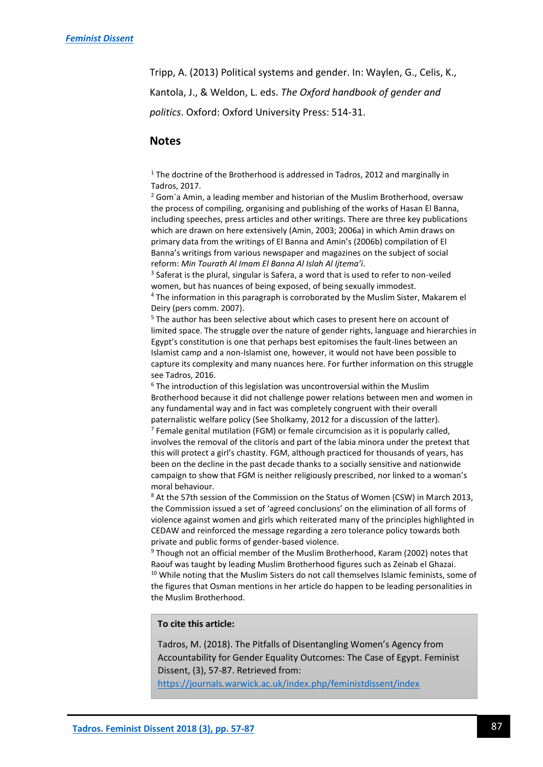Tripp, A. (2013) Political systems and gender. In: Waylen, G., Celis, K., Kantola, J., & Weldon, L. eds. *The Oxford handbook of gender and politics*. Oxford: Oxford University Press: 514-31.

## Notes

[1] The doctrine of the Brotherhood is addressed in Tadros, 2012 and marginally in Tadros, 2017.

[2] Gom`a Amin, a leading member and historian of the Muslim Brotherhood, oversaw the process of compiling, organising and publishing of the works of Hasan El Banna, including speeches, press articles and other writings. There are three key publications which are drawn on here extensively (Amin, 2003; 2006a) in which Amin draws on primary data from the writings of El Banna and Amin's (2006b) compilation of El Banna's writings from various newspaper and magazines on the subject of social reform: *Min Tourath Al Imam El Banna Al Islah Al Ijtema'i*.

[3] Saferat is the plural, singular is Safera, a word that is used to refer to non-veiled women, but has nuances of being exposed, of being sexually immodest.

[4] The information in this paragraph is corroborated by the Muslim Sister, Makarem el Deiry (pers comm. 2007).

[5] The author has been selective about which cases to present here on account of limited space. The struggle over the nature of gender rights, language and hierarchies in Egypt's constitution is one that perhaps best epitomises the fault-lines between an Islamist camp and a non-Islamist one, however, it would not have been possible to capture its complexity and many nuances here. For further information on this struggle see Tadros, 2016.

[6] The introduction of this legislation was uncontroversial within the Muslim Brotherhood because it did not challenge power relations between men and women in any fundamental way and in fact was completely congruent with their overall paternalistic welfare policy (See Sholkamy, 2012 for a discussion of the latter).

[7] Female genital mutilation (FGM) or female circumcision as it is popularly called, involves the removal of the clitoris and part of the labia minora under the pretext that this will protect a girl's chastity. FGM, although practiced for thousands of years, has been on the decline in the past decade thanks to a socially sensitive and nationwide campaign to show that FGM is neither religiously prescribed, nor linked to a woman's moral behaviour.

[8] At the 57th session of the Commission on the Status of Women (CSW) in March 2013, the Commission issued a set of 'agreed conclusions' on the elimination of all forms of violence against women and girls which reiterated many of the principles highlighted in CEDAW and reinforced the message regarding a zero tolerance policy towards both private and public forms of gender-based violence.

[9] Though not an official member of the Muslim Brotherhood, Karam (2002) notes that Raouf was taught by leading Muslim Brotherhood figures such as Zeinab el Ghazai.

[10] While noting that the Muslim Sisters do not call themselves Islamic feminists, some of the figures that Osman mentions in her article do happen to be leading personalities in the Muslim Brotherhood.

**To cite this article:**

Tadros, M. (2018). The Pitfalls of Disentangling Women's Agency from Accountability for Gender Equality Outcomes: The Case of Egypt. Feminist Dissent, (3), 57-87. Retrieved from: https://journals.warwick.ac.uk/index.php/feministdissent/index